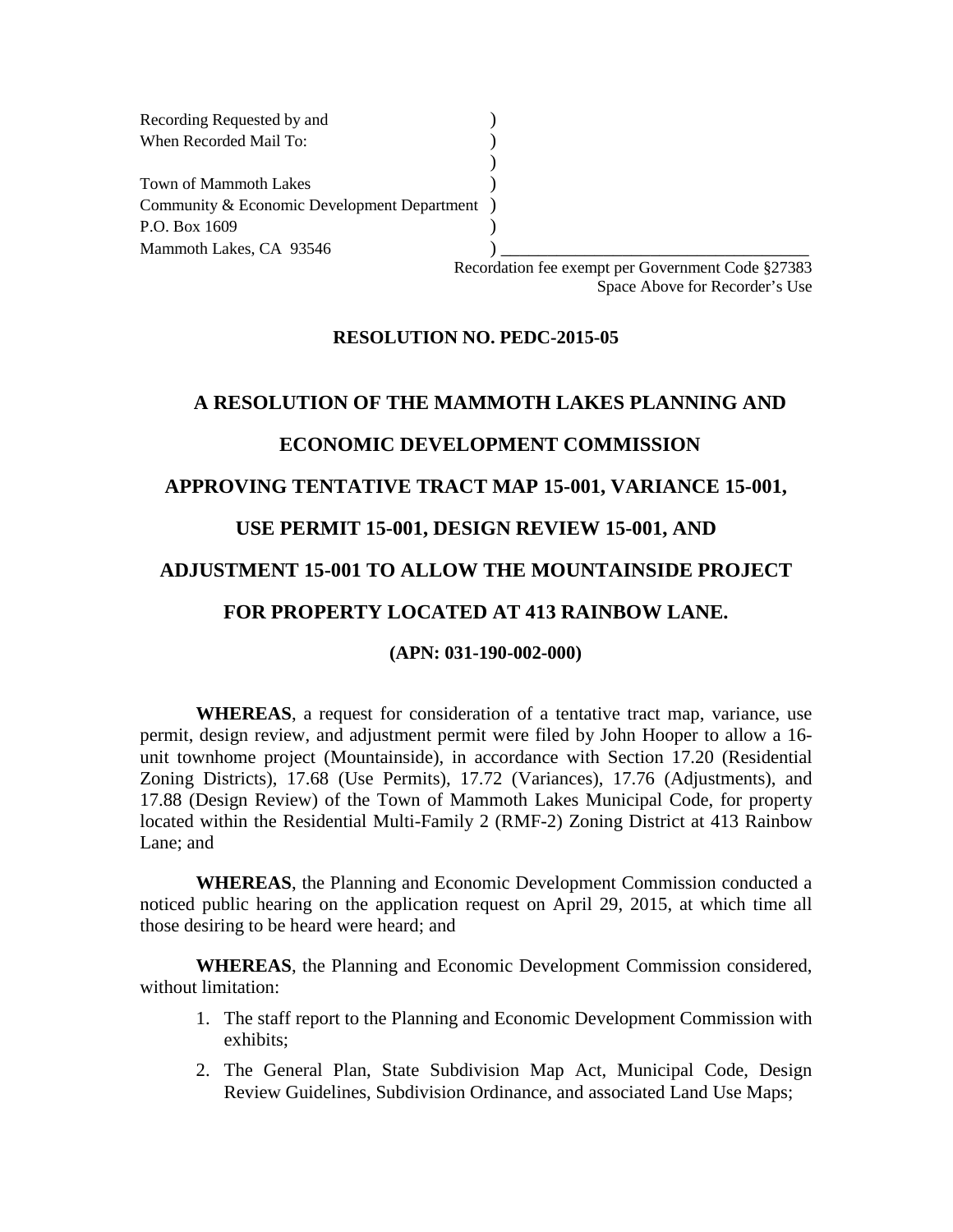Recording Requested by and
When Recorded Mail To:

Town of Mammoth Lakes
Community & Economic Development Department
P.O. Box 1609
Mammoth Lakes, CA 93546

Recordation fee exempt per Government Code §27383
Space Above for Recorder's Use

**RESOLUTION NO. PEDC-2015-05**

**A RESOLUTION OF THE MAMMOTH LAKES PLANNING AND ECONOMIC DEVELOPMENT COMMISSION APPROVING TENTATIVE TRACT MAP 15-001, VARIANCE 15-001, USE PERMIT 15-001, DESIGN REVIEW 15-001, AND ADJUSTMENT 15-001 TO ALLOW THE MOUNTAINSIDE PROJECT FOR PROPERTY LOCATED AT 413 RAINBOW LANE.**

**(APN: 031-190-002-000)**

**WHEREAS**, a request for consideration of a tentative tract map, variance, use permit, design review, and adjustment permit were filed by John Hooper to allow a 16-unit townhome project (Mountainside), in accordance with Section 17.20 (Residential Zoning Districts), 17.68 (Use Permits), 17.72 (Variances), 17.76 (Adjustments), and 17.88 (Design Review) of the Town of Mammoth Lakes Municipal Code, for property located within the Residential Multi-Family 2 (RMF-2) Zoning District at 413 Rainbow Lane; and

**WHEREAS**, the Planning and Economic Development Commission conducted a noticed public hearing on the application request on April 29, 2015, at which time all those desiring to be heard were heard; and

**WHEREAS**, the Planning and Economic Development Commission considered, without limitation:

1. The staff report to the Planning and Economic Development Commission with exhibits;
2. The General Plan, State Subdivision Map Act, Municipal Code, Design Review Guidelines, Subdivision Ordinance, and associated Land Use Maps;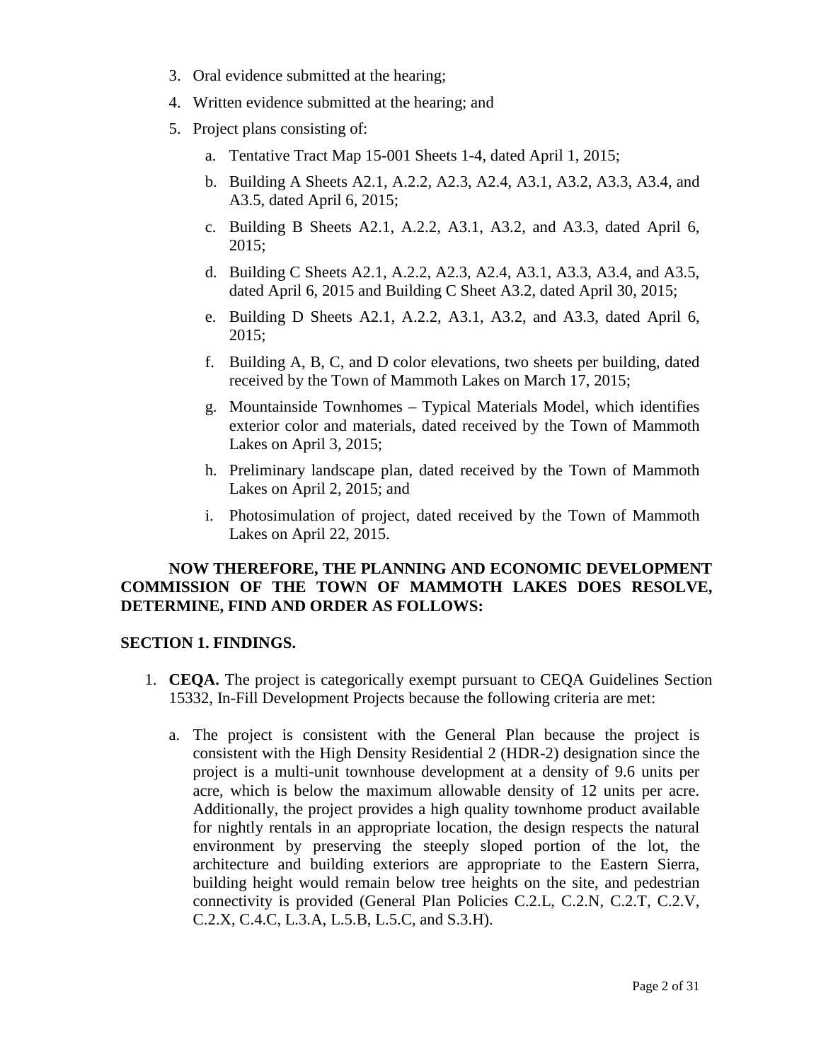3. Oral evidence submitted at the hearing;
4. Written evidence submitted at the hearing; and
5. Project plans consisting of:
    a. Tentative Tract Map 15-001 Sheets 1-4, dated April 1, 2015;
    b. Building A Sheets A2.1, A.2.2, A2.3, A2.4, A3.1, A3.2, A3.3, A3.4, and A3.5, dated April 6, 2015;
    c. Building B Sheets A2.1, A.2.2, A3.1, A3.2, and A3.3, dated April 6, 2015;
    d. Building C Sheets A2.1, A.2.2, A2.3, A2.4, A3.1, A3.3, A3.4, and A3.5, dated April 6, 2015 and Building C Sheet A3.2, dated April 30, 2015;
    e. Building D Sheets A2.1, A.2.2, A3.1, A3.2, and A3.3, dated April 6, 2015;
    f. Building A, B, C, and D color elevations, two sheets per building, dated received by the Town of Mammoth Lakes on March 17, 2015;
    g. Mountainside Townhomes – Typical Materials Model, which identifies exterior color and materials, dated received by the Town of Mammoth Lakes on April 3, 2015;
    h. Preliminary landscape plan, dated received by the Town of Mammoth Lakes on April 2, 2015; and
    i. Photosimulation of project, dated received by the Town of Mammoth Lakes on April 22, 2015.

**NOW THEREFORE, THE PLANNING AND ECONOMIC DEVELOPMENT COMMISSION OF THE TOWN OF MAMMOTH LAKES DOES RESOLVE, DETERMINE, FIND AND ORDER AS FOLLOWS:**

**SECTION 1. FINDINGS.**

1. **CEQA.** The project is categorically exempt pursuant to CEQA Guidelines Section 15332, In-Fill Development Projects because the following criteria are met:
    a. The project is consistent with the General Plan because the project is consistent with the High Density Residential 2 (HDR-2) designation since the project is a multi-unit townhouse development at a density of 9.6 units per acre, which is below the maximum allowable density of 12 units per acre. Additionally, the project provides a high quality townhome product available for nightly rentals in an appropriate location, the design respects the natural environment by preserving the steeply sloped portion of the lot, the architecture and building exteriors are appropriate to the Eastern Sierra, building height would remain below tree heights on the site, and pedestrian connectivity is provided (General Plan Policies C.2.L, C.2.N, C.2.T, C.2.V, C.2.X, C.4.C, L.3.A, L.5.B, L.5.C, and S.3.H).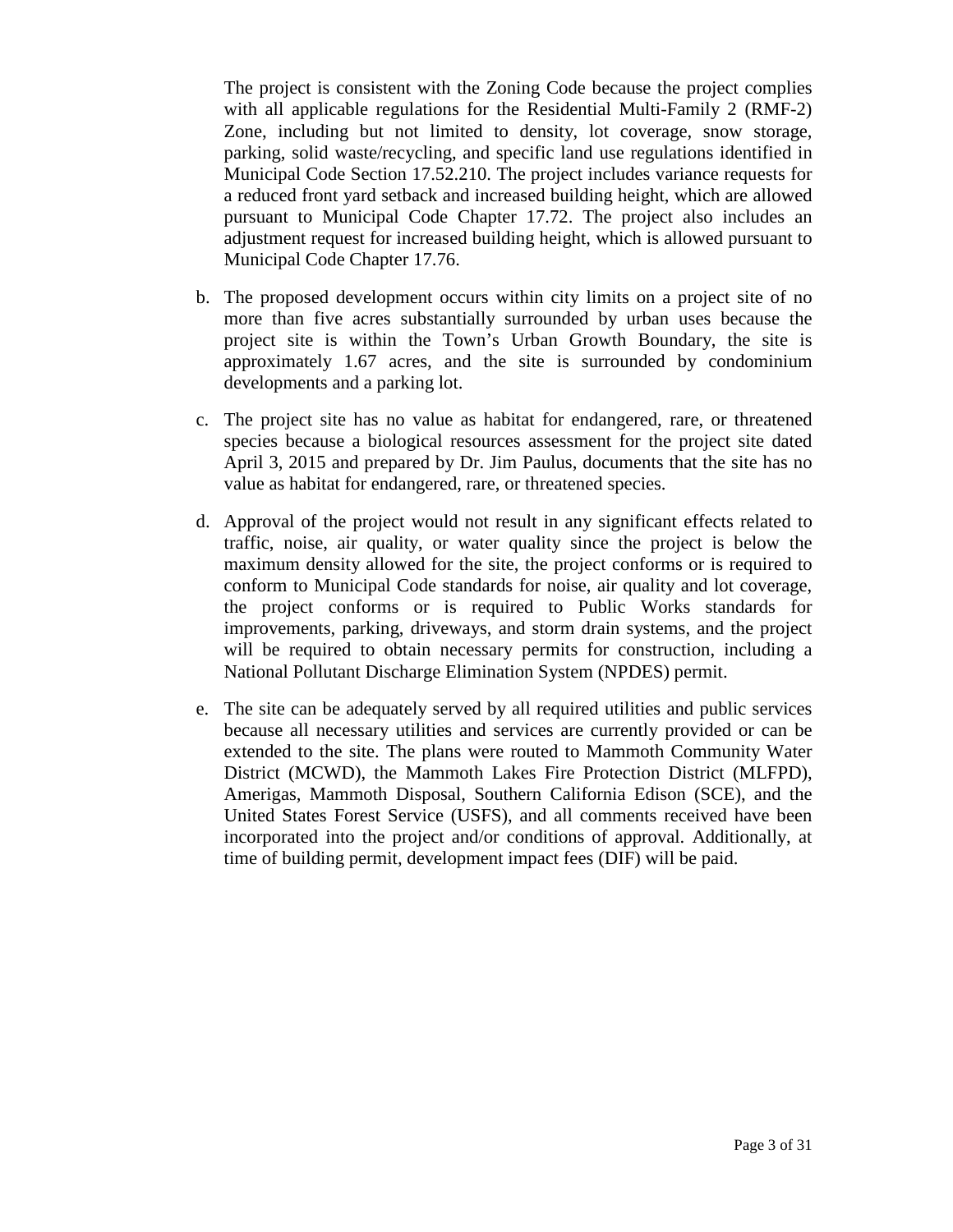The project is consistent with the Zoning Code because the project complies with all applicable regulations for the Residential Multi-Family 2 (RMF-2) Zone, including but not limited to density, lot coverage, snow storage, parking, solid waste/recycling, and specific land use regulations identified in Municipal Code Section 17.52.210. The project includes variance requests for a reduced front yard setback and increased building height, which are allowed pursuant to Municipal Code Chapter 17.72. The project also includes an adjustment request for increased building height, which is allowed pursuant to Municipal Code Chapter 17.76.

b. The proposed development occurs within city limits on a project site of no more than five acres substantially surrounded by urban uses because the project site is within the Town's Urban Growth Boundary, the site is approximately 1.67 acres, and the site is surrounded by condominium developments and a parking lot.

c. The project site has no value as habitat for endangered, rare, or threatened species because a biological resources assessment for the project site dated April 3, 2015 and prepared by Dr. Jim Paulus, documents that the site has no value as habitat for endangered, rare, or threatened species.

d. Approval of the project would not result in any significant effects related to traffic, noise, air quality, or water quality since the project is below the maximum density allowed for the site, the project conforms or is required to conform to Municipal Code standards for noise, air quality and lot coverage, the project conforms or is required to Public Works standards for improvements, parking, driveways, and storm drain systems, and the project will be required to obtain necessary permits for construction, including a National Pollutant Discharge Elimination System (NPDES) permit.

e. The site can be adequately served by all required utilities and public services because all necessary utilities and services are currently provided or can be extended to the site. The plans were routed to Mammoth Community Water District (MCWD), the Mammoth Lakes Fire Protection District (MLFPD), Amerigas, Mammoth Disposal, Southern California Edison (SCE), and the United States Forest Service (USFS), and all comments received have been incorporated into the project and/or conditions of approval. Additionally, at time of building permit, development impact fees (DIF) will be paid.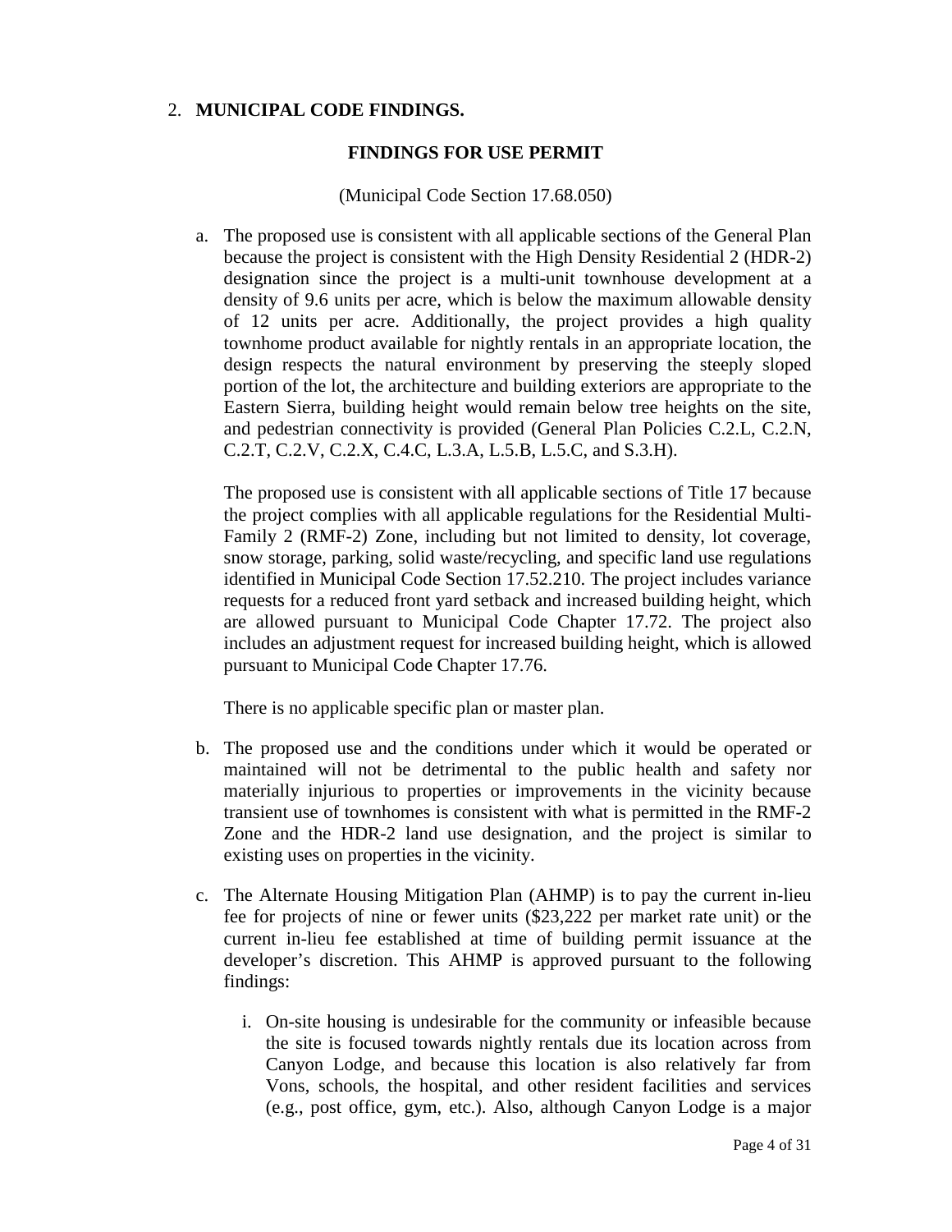2. **MUNICIPAL CODE FINDINGS.**

**FINDINGS FOR USE PERMIT**

(Municipal Code Section 17.68.050)

a. The proposed use is consistent with all applicable sections of the General Plan because the project is consistent with the High Density Residential 2 (HDR-2) designation since the project is a multi-unit townhouse development at a density of 9.6 units per acre, which is below the maximum allowable density of 12 units per acre. Additionally, the project provides a high quality townhome product available for nightly rentals in an appropriate location, the design respects the natural environment by preserving the steeply sloped portion of the lot, the architecture and building exteriors are appropriate to the Eastern Sierra, building height would remain below tree heights on the site, and pedestrian connectivity is provided (General Plan Policies C.2.L, C.2.N, C.2.T, C.2.V, C.2.X, C.4.C, L.3.A, L.5.B, L.5.C, and S.3.H).

   The proposed use is consistent with all applicable sections of Title 17 because the project complies with all applicable regulations for the Residential Multi-Family 2 (RMF-2) Zone, including but not limited to density, lot coverage, snow storage, parking, solid waste/recycling, and specific land use regulations identified in Municipal Code Section 17.52.210. The project includes variance requests for a reduced front yard setback and increased building height, which are allowed pursuant to Municipal Code Chapter 17.72. The project also includes an adjustment request for increased building height, which is allowed pursuant to Municipal Code Chapter 17.76.

   There is no applicable specific plan or master plan.

b. The proposed use and the conditions under which it would be operated or maintained will not be detrimental to the public health and safety nor materially injurious to properties or improvements in the vicinity because transient use of townhomes is consistent with what is permitted in the RMF-2 Zone and the HDR-2 land use designation, and the project is similar to existing uses on properties in the vicinity.

c. The Alternate Housing Mitigation Plan (AHMP) is to pay the current in-lieu fee for projects of nine or fewer units ($23,222 per market rate unit) or the current in-lieu fee established at time of building permit issuance at the developer's discretion. This AHMP is approved pursuant to the following findings:

   i. On-site housing is undesirable for the community or infeasible because the site is focused towards nightly rentals due its location across from Canyon Lodge, and because this location is also relatively far from Vons, schools, the hospital, and other resident facilities and services (e.g., post office, gym, etc.). Also, although Canyon Lodge is a major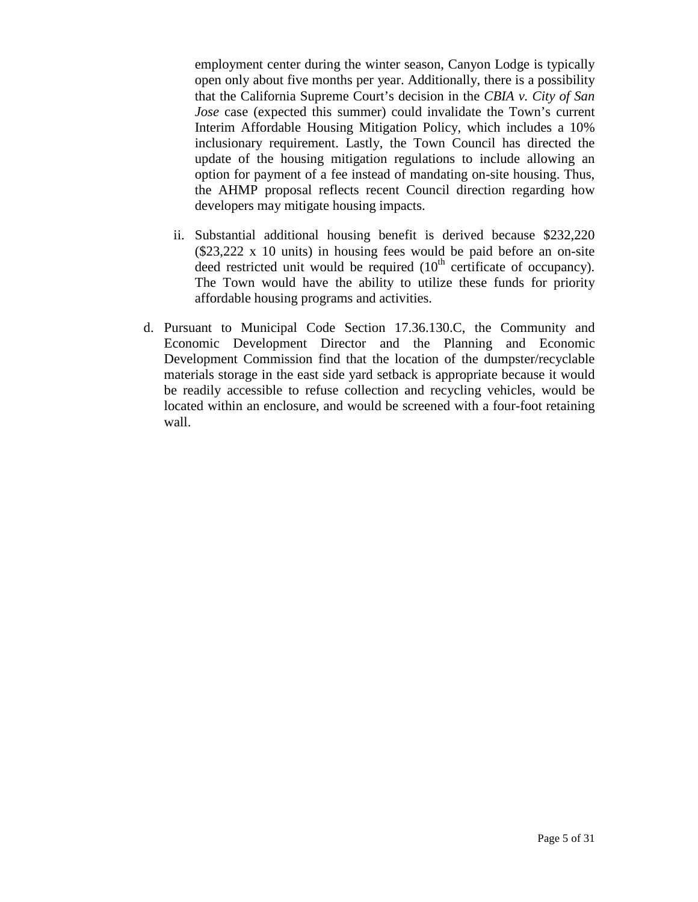employment center during the winter season, Canyon Lodge is typically open only about five months per year. Additionally, there is a possibility that the California Supreme Court's decision in the *CBIA v. City of San Jose* case (expected this summer) could invalidate the Town's current Interim Affordable Housing Mitigation Policy, which includes a 10% inclusionary requirement. Lastly, the Town Council has directed the update of the housing mitigation regulations to include allowing an option for payment of a fee instead of mandating on-site housing. Thus, the AHMP proposal reflects recent Council direction regarding how developers may mitigate housing impacts.

ii. Substantial additional housing benefit is derived because $232,220 ($23,222 x 10 units) in housing fees would be paid before an on-site deed restricted unit would be required (10th certificate of occupancy). The Town would have the ability to utilize these funds for priority affordable housing programs and activities.

d. Pursuant to Municipal Code Section 17.36.130.C, the Community and Economic Development Director and the Planning and Economic Development Commission find that the location of the dumpster/recyclable materials storage in the east side yard setback is appropriate because it would be readily accessible to refuse collection and recycling vehicles, would be located within an enclosure, and would be screened with a four-foot retaining wall.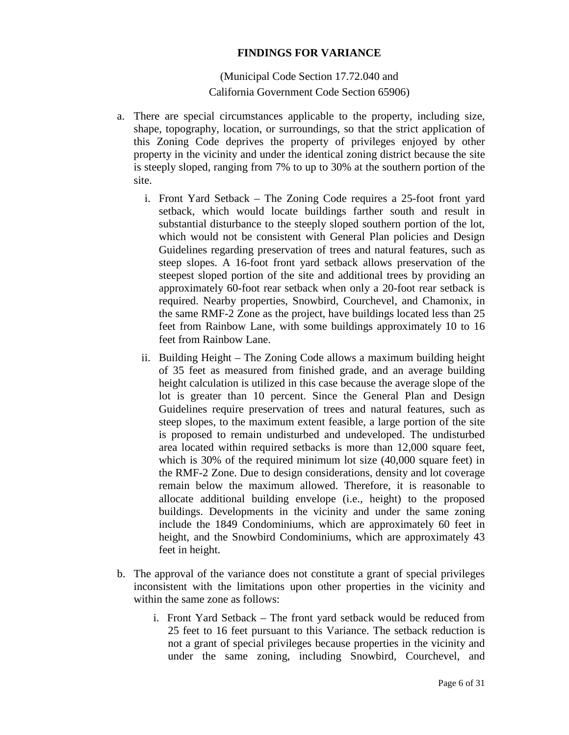## FINDINGS FOR VARIANCE

(Municipal Code Section 17.72.040 and
California Government Code Section 65906)

a. There are special circumstances applicable to the property, including size, shape, topography, location, or surroundings, so that the strict application of this Zoning Code deprives the property of privileges enjoyed by other property in the vicinity and under the identical zoning district because the site is steeply sloped, ranging from 7% to up to 30% at the southern portion of the site.

   i. Front Yard Setback – The Zoning Code requires a 25-foot front yard setback, which would locate buildings farther south and result in substantial disturbance to the steeply sloped southern portion of the lot, which would not be consistent with General Plan policies and Design Guidelines regarding preservation of trees and natural features, such as steep slopes. A 16-foot front yard setback allows preservation of the steepest sloped portion of the site and additional trees by providing an approximately 60-foot rear setback when only a 20-foot rear setback is required. Nearby properties, Snowbird, Courchevel, and Chamonix, in the same RMF-2 Zone as the project, have buildings located less than 25 feet from Rainbow Lane, with some buildings approximately 10 to 16 feet from Rainbow Lane.

   ii. Building Height – The Zoning Code allows a maximum building height of 35 feet as measured from finished grade, and an average building height calculation is utilized in this case because the average slope of the lot is greater than 10 percent. Since the General Plan and Design Guidelines require preservation of trees and natural features, such as steep slopes, to the maximum extent feasible, a large portion of the site is proposed to remain undisturbed and undeveloped. The undisturbed area located within required setbacks is more than 12,000 square feet, which is 30% of the required minimum lot size (40,000 square feet) in the RMF-2 Zone. Due to design considerations, density and lot coverage remain below the maximum allowed. Therefore, it is reasonable to allocate additional building envelope (i.e., height) to the proposed buildings. Developments in the vicinity and under the same zoning include the 1849 Condominiums, which are approximately 60 feet in height, and the Snowbird Condominiums, which are approximately 43 feet in height.

b. The approval of the variance does not constitute a grant of special privileges inconsistent with the limitations upon other properties in the vicinity and within the same zone as follows:

   i. Front Yard Setback – The front yard setback would be reduced from 25 feet to 16 feet pursuant to this Variance. The setback reduction is not a grant of special privileges because properties in the vicinity and under the same zoning, including Snowbird, Courchevel, and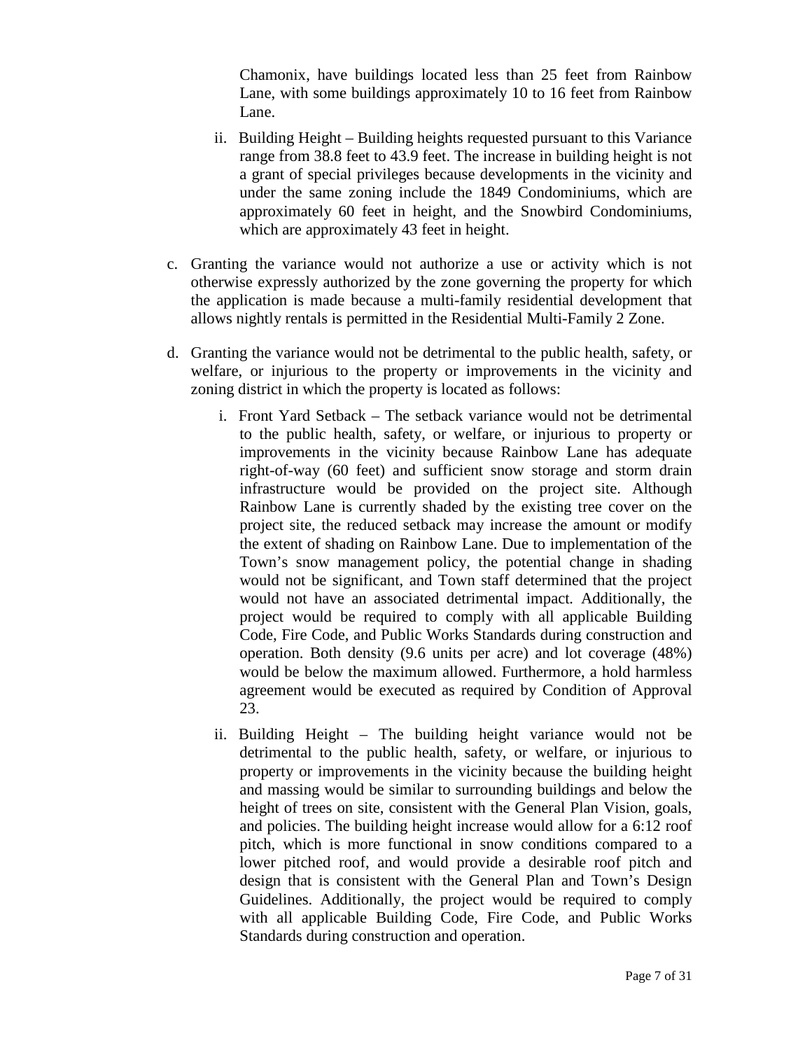Chamonix, have buildings located less than 25 feet from Rainbow Lane, with some buildings approximately 10 to 16 feet from Rainbow Lane.

ii. Building Height – Building heights requested pursuant to this Variance range from 38.8 feet to 43.9 feet. The increase in building height is not a grant of special privileges because developments in the vicinity and under the same zoning include the 1849 Condominiums, which are approximately 60 feet in height, and the Snowbird Condominiums, which are approximately 43 feet in height.

c. Granting the variance would not authorize a use or activity which is not otherwise expressly authorized by the zone governing the property for which the application is made because a multi-family residential development that allows nightly rentals is permitted in the Residential Multi-Family 2 Zone.

d. Granting the variance would not be detrimental to the public health, safety, or welfare, or injurious to the property or improvements in the vicinity and zoning district in which the property is located as follows:

i. Front Yard Setback – The setback variance would not be detrimental to the public health, safety, or welfare, or injurious to property or improvements in the vicinity because Rainbow Lane has adequate right-of-way (60 feet) and sufficient snow storage and storm drain infrastructure would be provided on the project site. Although Rainbow Lane is currently shaded by the existing tree cover on the project site, the reduced setback may increase the amount or modify the extent of shading on Rainbow Lane. Due to implementation of the Town's snow management policy, the potential change in shading would not be significant, and Town staff determined that the project would not have an associated detrimental impact. Additionally, the project would be required to comply with all applicable Building Code, Fire Code, and Public Works Standards during construction and operation. Both density (9.6 units per acre) and lot coverage (48%) would be below the maximum allowed. Furthermore, a hold harmless agreement would be executed as required by Condition of Approval 23.

ii. Building Height – The building height variance would not be detrimental to the public health, safety, or welfare, or injurious to property or improvements in the vicinity because the building height and massing would be similar to surrounding buildings and below the height of trees on site, consistent with the General Plan Vision, goals, and policies. The building height increase would allow for a 6:12 roof pitch, which is more functional in snow conditions compared to a lower pitched roof, and would provide a desirable roof pitch and design that is consistent with the General Plan and Town's Design Guidelines. Additionally, the project would be required to comply with all applicable Building Code, Fire Code, and Public Works Standards during construction and operation.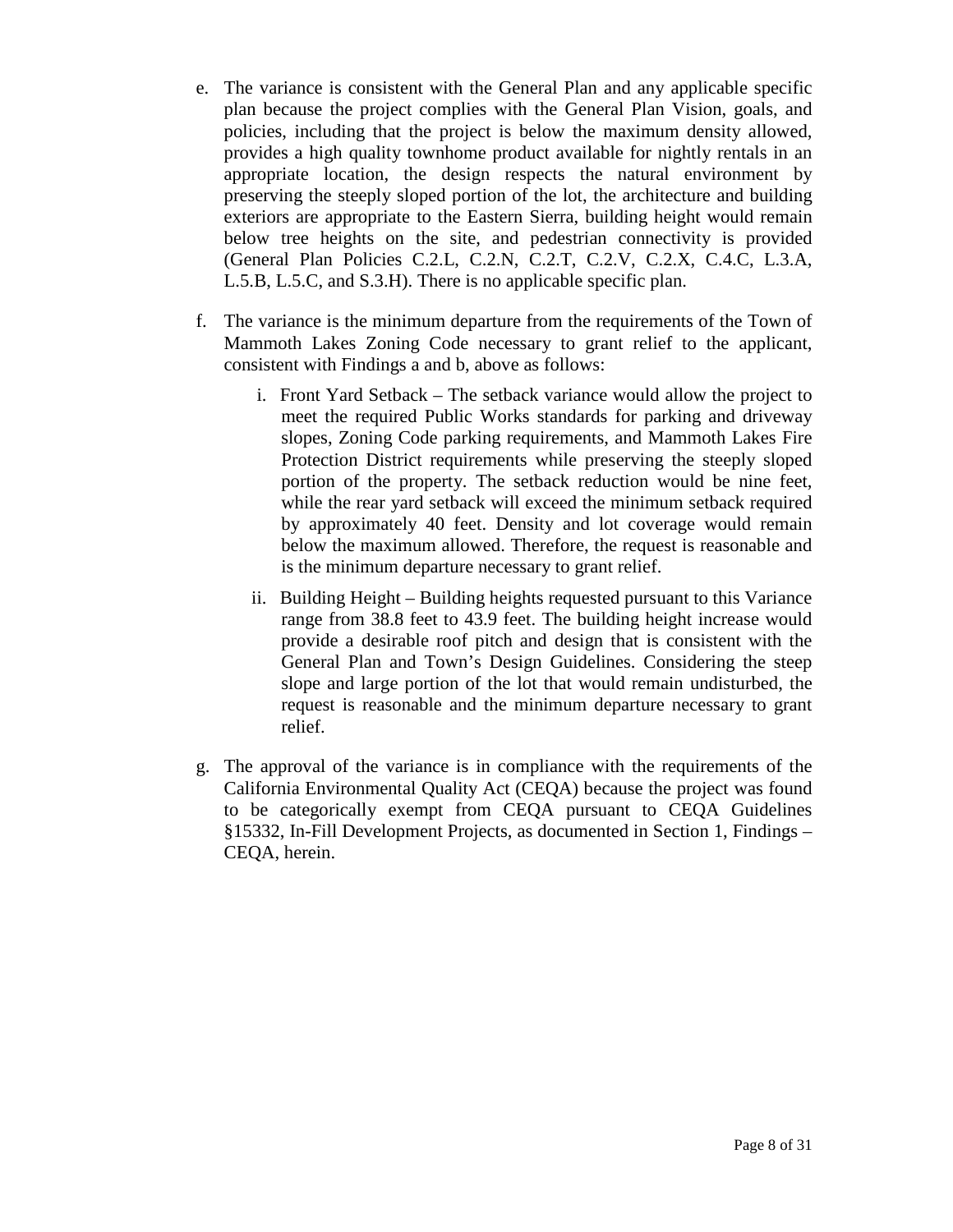e. The variance is consistent with the General Plan and any applicable specific plan because the project complies with the General Plan Vision, goals, and policies, including that the project is below the maximum density allowed, provides a high quality townhome product available for nightly rentals in an appropriate location, the design respects the natural environment by preserving the steeply sloped portion of the lot, the architecture and building exteriors are appropriate to the Eastern Sierra, building height would remain below tree heights on the site, and pedestrian connectivity is provided (General Plan Policies C.2.L, C.2.N, C.2.T, C.2.V, C.2.X, C.4.C, L.3.A, L.5.B, L.5.C, and S.3.H). There is no applicable specific plan.

f. The variance is the minimum departure from the requirements of the Town of Mammoth Lakes Zoning Code necessary to grant relief to the applicant, consistent with Findings a and b, above as follows:

   i. Front Yard Setback – The setback variance would allow the project to meet the required Public Works standards for parking and driveway slopes, Zoning Code parking requirements, and Mammoth Lakes Fire Protection District requirements while preserving the steeply sloped portion of the property. The setback reduction would be nine feet, while the rear yard setback will exceed the minimum setback required by approximately 40 feet. Density and lot coverage would remain below the maximum allowed. Therefore, the request is reasonable and is the minimum departure necessary to grant relief.

   ii. Building Height – Building heights requested pursuant to this Variance range from 38.8 feet to 43.9 feet. The building height increase would provide a desirable roof pitch and design that is consistent with the General Plan and Town's Design Guidelines. Considering the steep slope and large portion of the lot that would remain undisturbed, the request is reasonable and the minimum departure necessary to grant relief.

g. The approval of the variance is in compliance with the requirements of the California Environmental Quality Act (CEQA) because the project was found to be categorically exempt from CEQA pursuant to CEQA Guidelines §15332, In-Fill Development Projects, as documented in Section 1, Findings – CEQA, herein.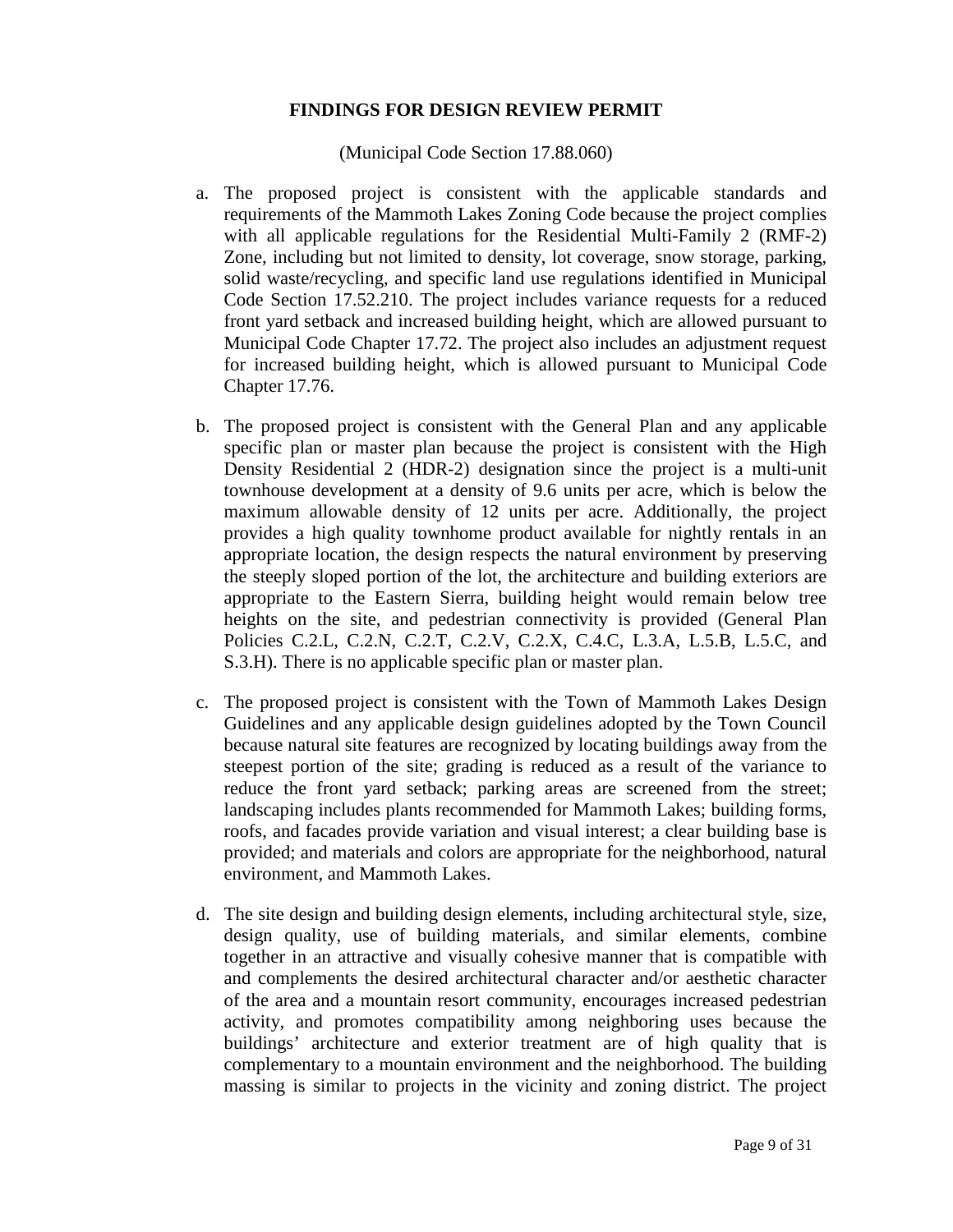## FINDINGS FOR DESIGN REVIEW PERMIT

(Municipal Code Section 17.88.060)

a. The proposed project is consistent with the applicable standards and requirements of the Mammoth Lakes Zoning Code because the project complies with all applicable regulations for the Residential Multi-Family 2 (RMF-2) Zone, including but not limited to density, lot coverage, snow storage, parking, solid waste/recycling, and specific land use regulations identified in Municipal Code Section 17.52.210. The project includes variance requests for a reduced front yard setback and increased building height, which are allowed pursuant to Municipal Code Chapter 17.72. The project also includes an adjustment request for increased building height, which is allowed pursuant to Municipal Code Chapter 17.76.

b. The proposed project is consistent with the General Plan and any applicable specific plan or master plan because the project is consistent with the High Density Residential 2 (HDR-2) designation since the project is a multi-unit townhouse development at a density of 9.6 units per acre, which is below the maximum allowable density of 12 units per acre. Additionally, the project provides a high quality townhome product available for nightly rentals in an appropriate location, the design respects the natural environment by preserving the steeply sloped portion of the lot, the architecture and building exteriors are appropriate to the Eastern Sierra, building height would remain below tree heights on the site, and pedestrian connectivity is provided (General Plan Policies C.2.L, C.2.N, C.2.T, C.2.V, C.2.X, C.4.C, L.3.A, L.5.B, L.5.C, and S.3.H). There is no applicable specific plan or master plan.

c. The proposed project is consistent with the Town of Mammoth Lakes Design Guidelines and any applicable design guidelines adopted by the Town Council because natural site features are recognized by locating buildings away from the steepest portion of the site; grading is reduced as a result of the variance to reduce the front yard setback; parking areas are screened from the street; landscaping includes plants recommended for Mammoth Lakes; building forms, roofs, and facades provide variation and visual interest; a clear building base is provided; and materials and colors are appropriate for the neighborhood, natural environment, and Mammoth Lakes.

d. The site design and building design elements, including architectural style, size, design quality, use of building materials, and similar elements, combine together in an attractive and visually cohesive manner that is compatible with and complements the desired architectural character and/or aesthetic character of the area and a mountain resort community, encourages increased pedestrian activity, and promotes compatibility among neighboring uses because the buildings' architecture and exterior treatment are of high quality that is complementary to a mountain environment and the neighborhood. The building massing is similar to projects in the vicinity and zoning district. The project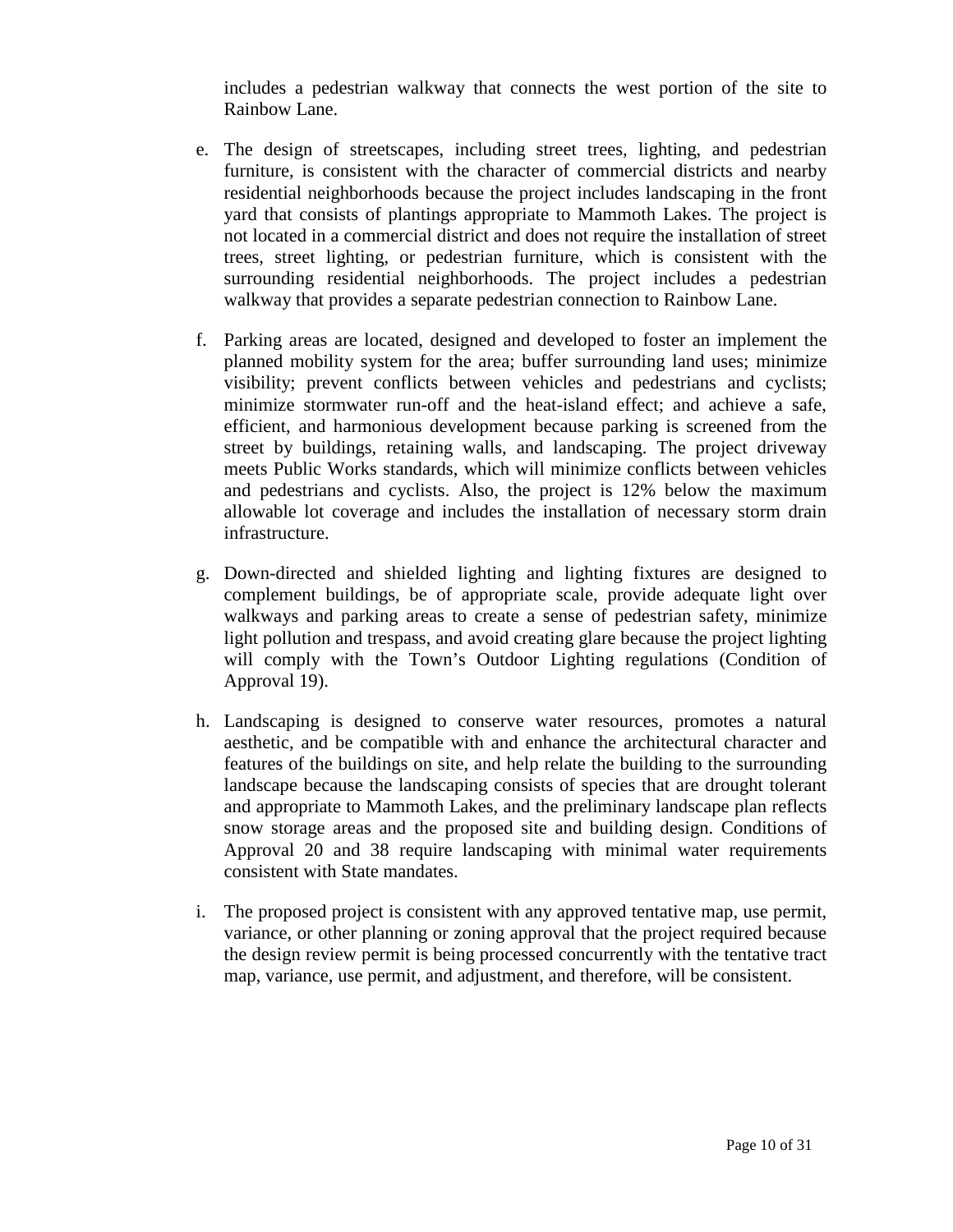includes a pedestrian walkway that connects the west portion of the site to Rainbow Lane.

e. The design of streetscapes, including street trees, lighting, and pedestrian furniture, is consistent with the character of commercial districts and nearby residential neighborhoods because the project includes landscaping in the front yard that consists of plantings appropriate to Mammoth Lakes. The project is not located in a commercial district and does not require the installation of street trees, street lighting, or pedestrian furniture, which is consistent with the surrounding residential neighborhoods. The project includes a pedestrian walkway that provides a separate pedestrian connection to Rainbow Lane.

f. Parking areas are located, designed and developed to foster an implement the planned mobility system for the area; buffer surrounding land uses; minimize visibility; prevent conflicts between vehicles and pedestrians and cyclists; minimize stormwater run-off and the heat-island effect; and achieve a safe, efficient, and harmonious development because parking is screened from the street by buildings, retaining walls, and landscaping. The project driveway meets Public Works standards, which will minimize conflicts between vehicles and pedestrians and cyclists. Also, the project is 12% below the maximum allowable lot coverage and includes the installation of necessary storm drain infrastructure.

g. Down-directed and shielded lighting and lighting fixtures are designed to complement buildings, be of appropriate scale, provide adequate light over walkways and parking areas to create a sense of pedestrian safety, minimize light pollution and trespass, and avoid creating glare because the project lighting will comply with the Town's Outdoor Lighting regulations (Condition of Approval 19).

h. Landscaping is designed to conserve water resources, promotes a natural aesthetic, and be compatible with and enhance the architectural character and features of the buildings on site, and help relate the building to the surrounding landscape because the landscaping consists of species that are drought tolerant and appropriate to Mammoth Lakes, and the preliminary landscape plan reflects snow storage areas and the proposed site and building design. Conditions of Approval 20 and 38 require landscaping with minimal water requirements consistent with State mandates.

i. The proposed project is consistent with any approved tentative map, use permit, variance, or other planning or zoning approval that the project required because the design review permit is being processed concurrently with the tentative tract map, variance, use permit, and adjustment, and therefore, will be consistent.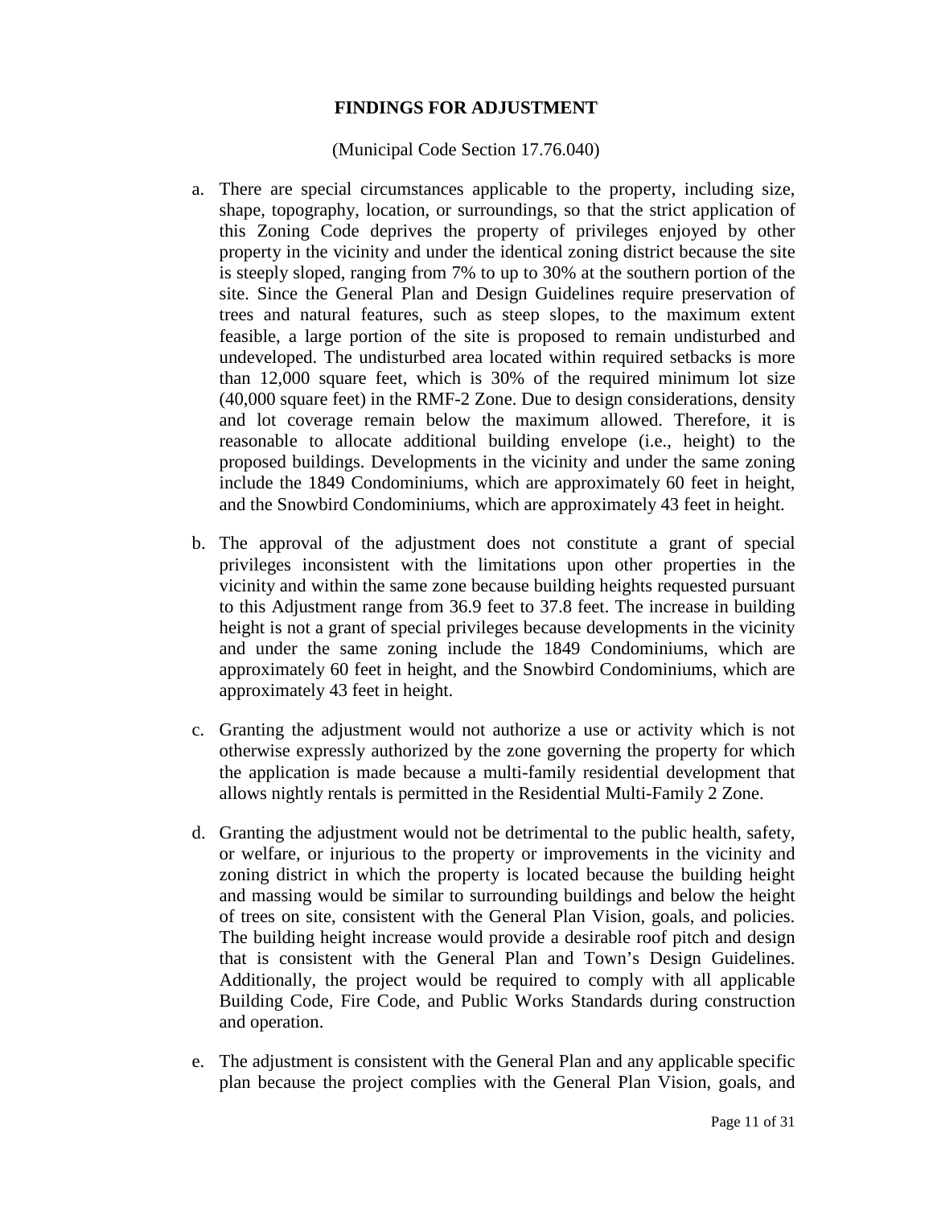**FINDINGS FOR ADJUSTMENT**

(Municipal Code Section 17.76.040)

a. There are special circumstances applicable to the property, including size, shape, topography, location, or surroundings, so that the strict application of this Zoning Code deprives the property of privileges enjoyed by other property in the vicinity and under the identical zoning district because the site is steeply sloped, ranging from 7% to up to 30% at the southern portion of the site. Since the General Plan and Design Guidelines require preservation of trees and natural features, such as steep slopes, to the maximum extent feasible, a large portion of the site is proposed to remain undisturbed and undeveloped. The undisturbed area located within required setbacks is more than 12,000 square feet, which is 30% of the required minimum lot size (40,000 square feet) in the RMF-2 Zone. Due to design considerations, density and lot coverage remain below the maximum allowed. Therefore, it is reasonable to allocate additional building envelope (i.e., height) to the proposed buildings. Developments in the vicinity and under the same zoning include the 1849 Condominiums, which are approximately 60 feet in height, and the Snowbird Condominiums, which are approximately 43 feet in height.

b. The approval of the adjustment does not constitute a grant of special privileges inconsistent with the limitations upon other properties in the vicinity and within the same zone because building heights requested pursuant to this Adjustment range from 36.9 feet to 37.8 feet. The increase in building height is not a grant of special privileges because developments in the vicinity and under the same zoning include the 1849 Condominiums, which are approximately 60 feet in height, and the Snowbird Condominiums, which are approximately 43 feet in height.

c. Granting the adjustment would not authorize a use or activity which is not otherwise expressly authorized by the zone governing the property for which the application is made because a multi-family residential development that allows nightly rentals is permitted in the Residential Multi-Family 2 Zone.

d. Granting the adjustment would not be detrimental to the public health, safety, or welfare, or injurious to the property or improvements in the vicinity and zoning district in which the property is located because the building height and massing would be similar to surrounding buildings and below the height of trees on site, consistent with the General Plan Vision, goals, and policies. The building height increase would provide a desirable roof pitch and design that is consistent with the General Plan and Town's Design Guidelines. Additionally, the project would be required to comply with all applicable Building Code, Fire Code, and Public Works Standards during construction and operation.

e. The adjustment is consistent with the General Plan and any applicable specific plan because the project complies with the General Plan Vision, goals, and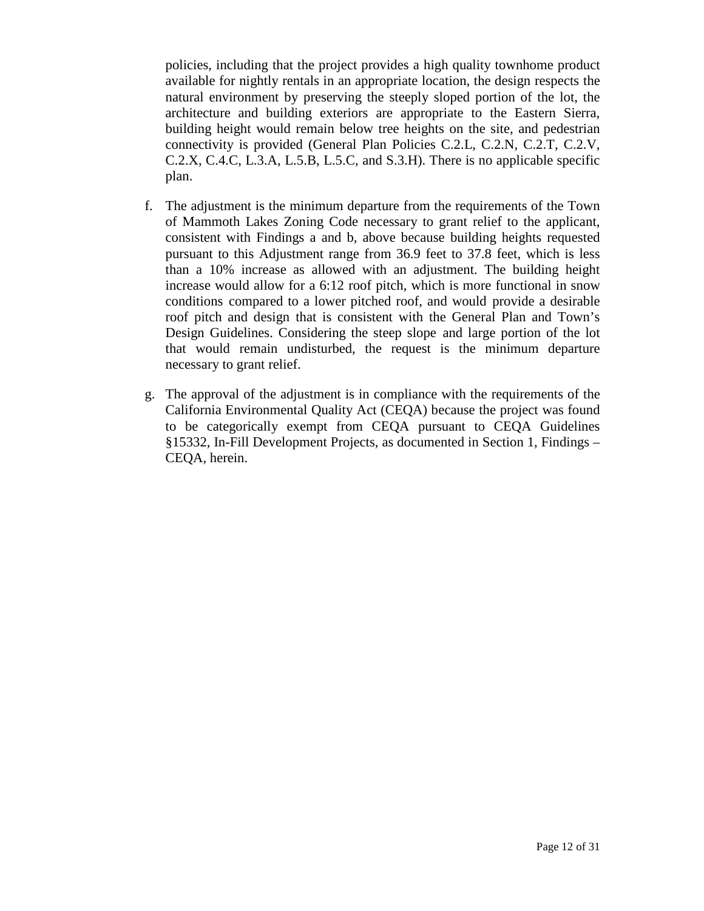policies, including that the project provides a high quality townhome product available for nightly rentals in an appropriate location, the design respects the natural environment by preserving the steeply sloped portion of the lot, the architecture and building exteriors are appropriate to the Eastern Sierra, building height would remain below tree heights on the site, and pedestrian connectivity is provided (General Plan Policies C.2.L, C.2.N, C.2.T, C.2.V, C.2.X, C.4.C, L.3.A, L.5.B, L.5.C, and S.3.H). There is no applicable specific plan.

f. The adjustment is the minimum departure from the requirements of the Town of Mammoth Lakes Zoning Code necessary to grant relief to the applicant, consistent with Findings a and b, above because building heights requested pursuant to this Adjustment range from 36.9 feet to 37.8 feet, which is less than a 10% increase as allowed with an adjustment. The building height increase would allow for a 6:12 roof pitch, which is more functional in snow conditions compared to a lower pitched roof, and would provide a desirable roof pitch and design that is consistent with the General Plan and Town's Design Guidelines. Considering the steep slope and large portion of the lot that would remain undisturbed, the request is the minimum departure necessary to grant relief.

g. The approval of the adjustment is in compliance with the requirements of the California Environmental Quality Act (CEQA) because the project was found to be categorically exempt from CEQA pursuant to CEQA Guidelines §15332, In-Fill Development Projects, as documented in Section 1, Findings – CEQA, herein.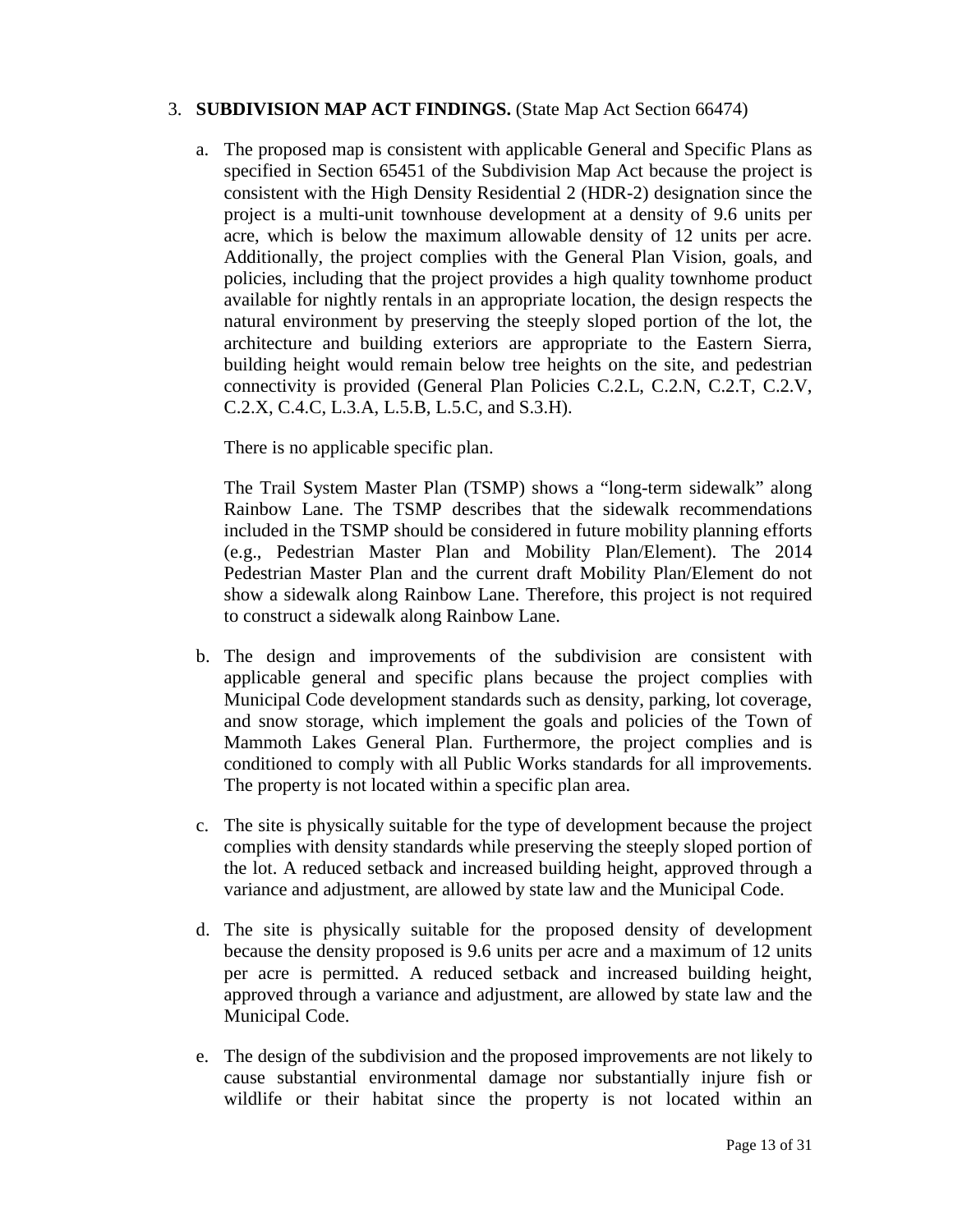3. **SUBDIVISION MAP ACT FINDINGS.** (State Map Act Section 66474)

   a. The proposed map is consistent with applicable General and Specific Plans as specified in Section 65451 of the Subdivision Map Act because the project is consistent with the High Density Residential 2 (HDR-2) designation since the project is a multi-unit townhouse development at a density of 9.6 units per acre, which is below the maximum allowable density of 12 units per acre. Additionally, the project complies with the General Plan Vision, goals, and policies, including that the project provides a high quality townhome product available for nightly rentals in an appropriate location, the design respects the natural environment by preserving the steeply sloped portion of the lot, the architecture and building exteriors are appropriate to the Eastern Sierra, building height would remain below tree heights on the site, and pedestrian connectivity is provided (General Plan Policies C.2.L, C.2.N, C.2.T, C.2.V, C.2.X, C.4.C, L.3.A, L.5.B, L.5.C, and S.3.H).

      There is no applicable specific plan.

      The Trail System Master Plan (TSMP) shows a "long-term sidewalk" along Rainbow Lane. The TSMP describes that the sidewalk recommendations included in the TSMP should be considered in future mobility planning efforts (e.g., Pedestrian Master Plan and Mobility Plan/Element). The 2014 Pedestrian Master Plan and the current draft Mobility Plan/Element do not show a sidewalk along Rainbow Lane. Therefore, this project is not required to construct a sidewalk along Rainbow Lane.

   b. The design and improvements of the subdivision are consistent with applicable general and specific plans because the project complies with Municipal Code development standards such as density, parking, lot coverage, and snow storage, which implement the goals and policies of the Town of Mammoth Lakes General Plan. Furthermore, the project complies and is conditioned to comply with all Public Works standards for all improvements. The property is not located within a specific plan area.

   c. The site is physically suitable for the type of development because the project complies with density standards while preserving the steeply sloped portion of the lot. A reduced setback and increased building height, approved through a variance and adjustment, are allowed by state law and the Municipal Code.

   d. The site is physically suitable for the proposed density of development because the density proposed is 9.6 units per acre and a maximum of 12 units per acre is permitted. A reduced setback and increased building height, approved through a variance and adjustment, are allowed by state law and the Municipal Code.

   e. The design of the subdivision and the proposed improvements are not likely to cause substantial environmental damage nor substantially injure fish or wildlife or their habitat since the property is not located within an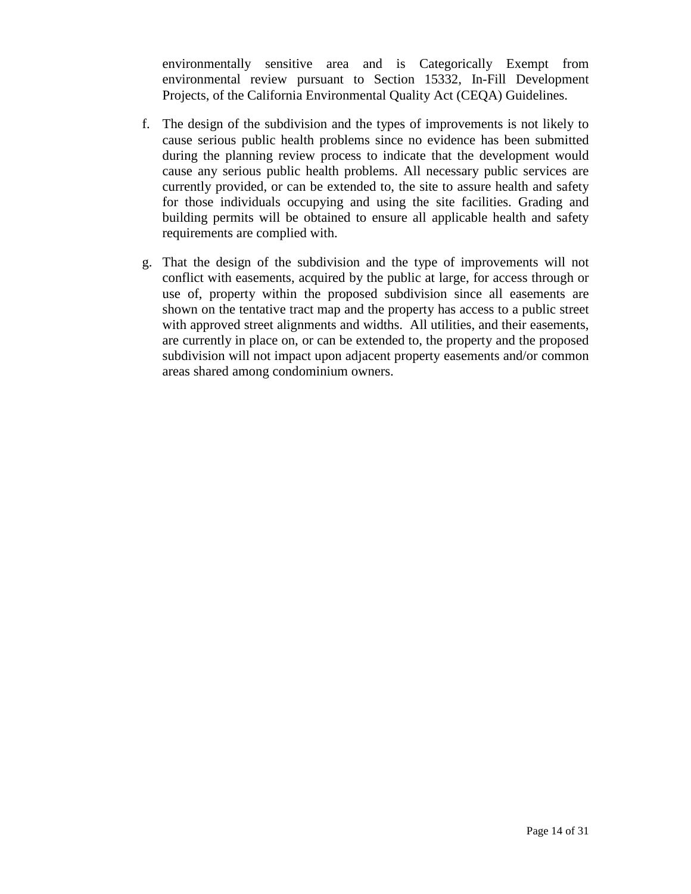environmentally sensitive area and is Categorically Exempt from environmental review pursuant to Section 15332, In-Fill Development Projects, of the California Environmental Quality Act (CEQA) Guidelines.

f. The design of the subdivision and the types of improvements is not likely to cause serious public health problems since no evidence has been submitted during the planning review process to indicate that the development would cause any serious public health problems. All necessary public services are currently provided, or can be extended to, the site to assure health and safety for those individuals occupying and using the site facilities. Grading and building permits will be obtained to ensure all applicable health and safety requirements are complied with.

g. That the design of the subdivision and the type of improvements will not conflict with easements, acquired by the public at large, for access through or use of, property within the proposed subdivision since all easements are shown on the tentative tract map and the property has access to a public street with approved street alignments and widths. All utilities, and their easements, are currently in place on, or can be extended to, the property and the proposed subdivision will not impact upon adjacent property easements and/or common areas shared among condominium owners.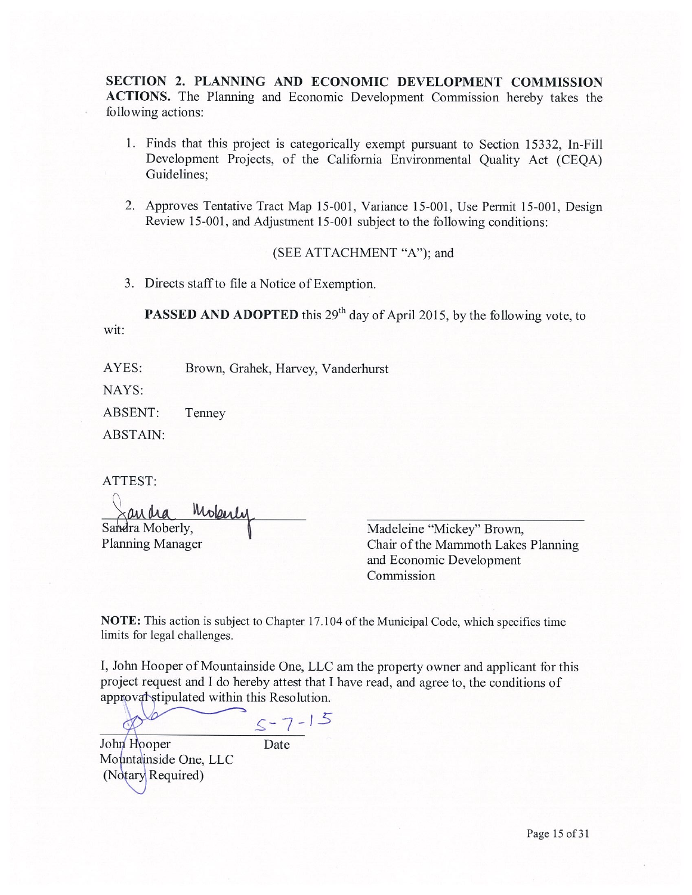**SECTION 2. PLANNING AND ECONOMIC DEVELOPMENT COMMISSION ACTIONS.** The Planning and Economic Development Commission hereby takes the following actions:

1. Finds that this project is categorically exempt pursuant to Section 15332, In-Fill Development Projects, of the California Environmental Quality Act (CEQA) Guidelines;

2. Approves Tentative Tract Map 15-001, Variance 15-001, Use Permit 15-001, Design Review 15-001, and Adjustment 15-001 subject to the following conditions:

   (SEE ATTACHMENT "A"); and

3. Directs staff to file a Notice of Exemption.

**PASSED AND ADOPTED** this 29th day of April 2015, by the following vote, to wit:

AYES: Brown, Grahek, Harvey, Vanderhurst

NAYS:

ABSENT: Tenney

ABSTAIN:

ATTEST:

Sandra Moberly,
Planning Manager

Madeleine "Mickey" Brown,
Chair of the Mammoth Lakes Planning and Economic Development Commission

**NOTE:** This action is subject to Chapter 17.104 of the Municipal Code, which specifies time limits for legal challenges.

I, John Hooper of Mountainside One, LLC am the property owner and applicant for this project request and I do hereby attest that I have read, and agree to, the conditions of approval stipulated within this Resolution.

John Hooper
Mountainside One, LLC
(Notary Required)

Date: 5-7-15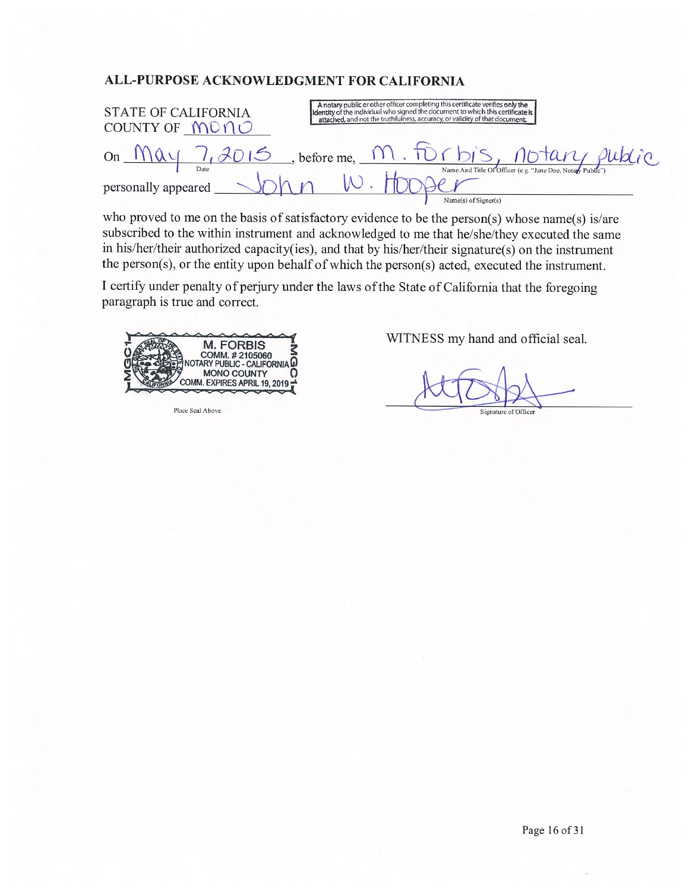**ALL-PURPOSE ACKNOWLEDGMENT FOR CALIFORNIA**

STATE OF CALIFORNIA
COUNTY OF Mono

A notary public or other officer completing this certificate verifies only the identity of the individual who signed the document to which this certificate is attached, and not the truthfulness, accuracy, or validity of that document.

On May 7, 2015 (Date), before me, M. Forbis, Notary Public (Name And Title Of Officer (e.g. "Jane Doe, Notary Public")) personally appeared John W. Hooper (Name(s) of Signer(s))

who proved to me on the basis of satisfactory evidence to be the person(s) whose name(s) is/are subscribed to the within instrument and acknowledged to me that he/she/they executed the same in his/her/their authorized capacity(ies), and that by his/her/their signature(s) on the instrument the person(s), or the entity upon behalf of which the person(s) acted, executed the instrument.

I certify under penalty of perjury under the laws of the State of California that the foregoing paragraph is true and correct.

M. FORBIS
COMM. # 2105060
NOTARY PUBLIC - CALIFORNIA
MONO COUNTY
COMM. EXPIRES APRIL 19, 2019

Place Seal Above

WITNESS my hand and official seal.

[Signature]
Signature of Officer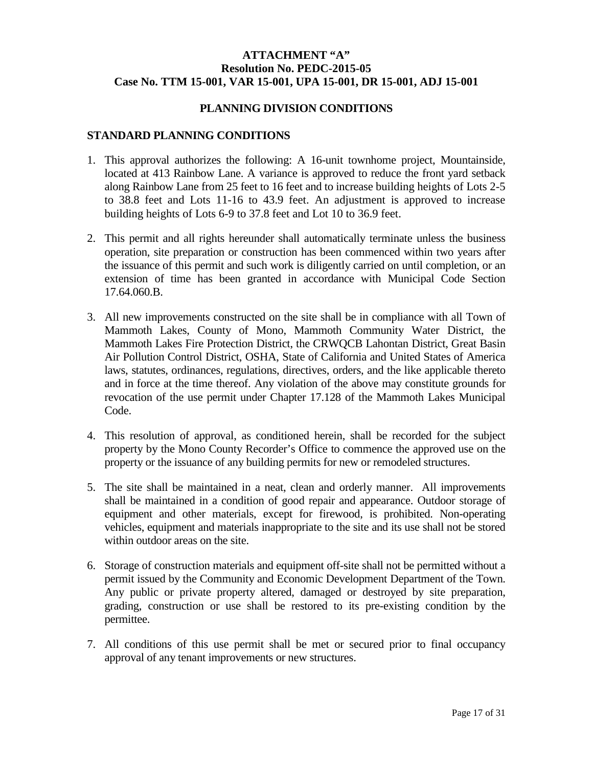**ATTACHMENT "A"**
**Resolution No. PEDC-2015-05**
**Case No. TTM 15-001, VAR 15-001, UPA 15-001, DR 15-001, ADJ 15-001**

## PLANNING DIVISION CONDITIONS

### STANDARD PLANNING CONDITIONS

1. This approval authorizes the following: A 16-unit townhome project, Mountainside, located at 413 Rainbow Lane. A variance is approved to reduce the front yard setback along Rainbow Lane from 25 feet to 16 feet and to increase building heights of Lots 2-5 to 38.8 feet and Lots 11-16 to 43.9 feet. An adjustment is approved to increase building heights of Lots 6-9 to 37.8 feet and Lot 10 to 36.9 feet.

2. This permit and all rights hereunder shall automatically terminate unless the business operation, site preparation or construction has been commenced within two years after the issuance of this permit and such work is diligently carried on until completion, or an extension of time has been granted in accordance with Municipal Code Section 17.64.060.B.

3. All new improvements constructed on the site shall be in compliance with all Town of Mammoth Lakes, County of Mono, Mammoth Community Water District, the Mammoth Lakes Fire Protection District, the CRWQCB Lahontan District, Great Basin Air Pollution Control District, OSHA, State of California and United States of America laws, statutes, ordinances, regulations, directives, orders, and the like applicable thereto and in force at the time thereof. Any violation of the above may constitute grounds for revocation of the use permit under Chapter 17.128 of the Mammoth Lakes Municipal Code.

4. This resolution of approval, as conditioned herein, shall be recorded for the subject property by the Mono County Recorder's Office to commence the approved use on the property or the issuance of any building permits for new or remodeled structures.

5. The site shall be maintained in a neat, clean and orderly manner. All improvements shall be maintained in a condition of good repair and appearance. Outdoor storage of equipment and other materials, except for firewood, is prohibited. Non-operating vehicles, equipment and materials inappropriate to the site and its use shall not be stored within outdoor areas on the site.

6. Storage of construction materials and equipment off-site shall not be permitted without a permit issued by the Community and Economic Development Department of the Town. Any public or private property altered, damaged or destroyed by site preparation, grading, construction or use shall be restored to its pre-existing condition by the permittee.

7. All conditions of this use permit shall be met or secured prior to final occupancy approval of any tenant improvements or new structures.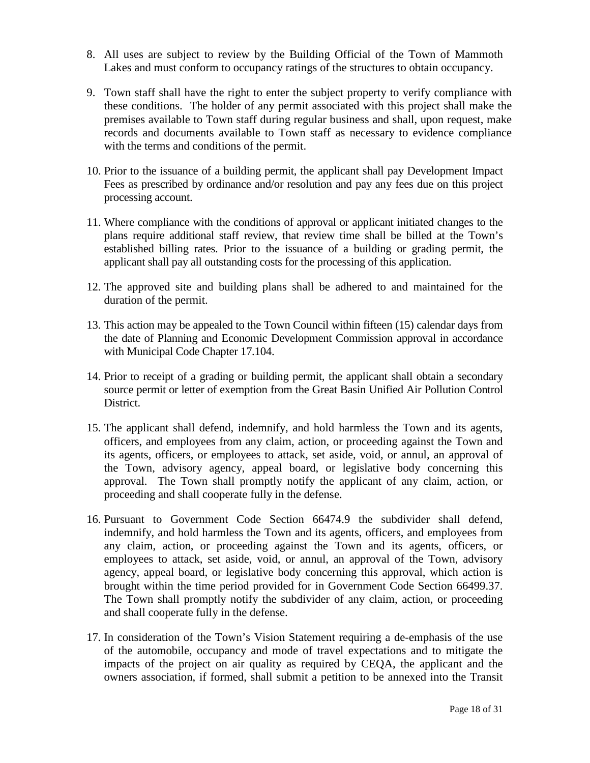8. All uses are subject to review by the Building Official of the Town of Mammoth Lakes and must conform to occupancy ratings of the structures to obtain occupancy.

9. Town staff shall have the right to enter the subject property to verify compliance with these conditions. The holder of any permit associated with this project shall make the premises available to Town staff during regular business and shall, upon request, make records and documents available to Town staff as necessary to evidence compliance with the terms and conditions of the permit.

10. Prior to the issuance of a building permit, the applicant shall pay Development Impact Fees as prescribed by ordinance and/or resolution and pay any fees due on this project processing account.

11. Where compliance with the conditions of approval or applicant initiated changes to the plans require additional staff review, that review time shall be billed at the Town's established billing rates. Prior to the issuance of a building or grading permit, the applicant shall pay all outstanding costs for the processing of this application.

12. The approved site and building plans shall be adhered to and maintained for the duration of the permit.

13. This action may be appealed to the Town Council within fifteen (15) calendar days from the date of Planning and Economic Development Commission approval in accordance with Municipal Code Chapter 17.104.

14. Prior to receipt of a grading or building permit, the applicant shall obtain a secondary source permit or letter of exemption from the Great Basin Unified Air Pollution Control District.

15. The applicant shall defend, indemnify, and hold harmless the Town and its agents, officers, and employees from any claim, action, or proceeding against the Town and its agents, officers, or employees to attack, set aside, void, or annul, an approval of the Town, advisory agency, appeal board, or legislative body concerning this approval. The Town shall promptly notify the applicant of any claim, action, or proceeding and shall cooperate fully in the defense.

16. Pursuant to Government Code Section 66474.9 the subdivider shall defend, indemnify, and hold harmless the Town and its agents, officers, and employees from any claim, action, or proceeding against the Town and its agents, officers, or employees to attack, set aside, void, or annul, an approval of the Town, advisory agency, appeal board, or legislative body concerning this approval, which action is brought within the time period provided for in Government Code Section 66499.37. The Town shall promptly notify the subdivider of any claim, action, or proceeding and shall cooperate fully in the defense.

17. In consideration of the Town's Vision Statement requiring a de-emphasis of the use of the automobile, occupancy and mode of travel expectations and to mitigate the impacts of the project on air quality as required by CEQA, the applicant and the owners association, if formed, shall submit a petition to be annexed into the Transit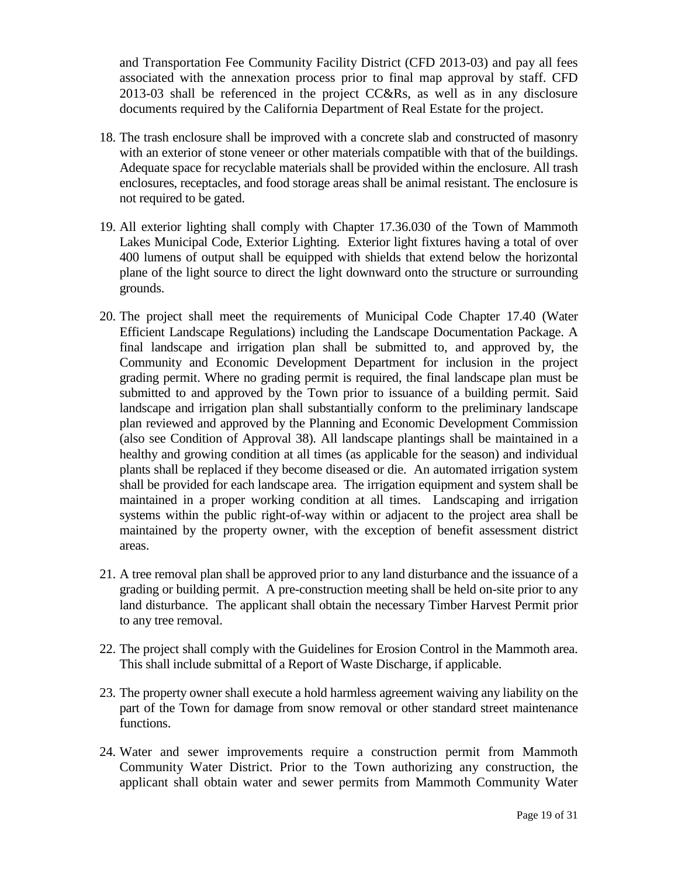and Transportation Fee Community Facility District (CFD 2013-03) and pay all fees associated with the annexation process prior to final map approval by staff. CFD 2013-03 shall be referenced in the project CC&Rs, as well as in any disclosure documents required by the California Department of Real Estate for the project.

18. The trash enclosure shall be improved with a concrete slab and constructed of masonry with an exterior of stone veneer or other materials compatible with that of the buildings. Adequate space for recyclable materials shall be provided within the enclosure. All trash enclosures, receptacles, and food storage areas shall be animal resistant. The enclosure is not required to be gated.

19. All exterior lighting shall comply with Chapter 17.36.030 of the Town of Mammoth Lakes Municipal Code, Exterior Lighting. Exterior light fixtures having a total of over 400 lumens of output shall be equipped with shields that extend below the horizontal plane of the light source to direct the light downward onto the structure or surrounding grounds.

20. The project shall meet the requirements of Municipal Code Chapter 17.40 (Water Efficient Landscape Regulations) including the Landscape Documentation Package. A final landscape and irrigation plan shall be submitted to, and approved by, the Community and Economic Development Department for inclusion in the project grading permit. Where no grading permit is required, the final landscape plan must be submitted to and approved by the Town prior to issuance of a building permit. Said landscape and irrigation plan shall substantially conform to the preliminary landscape plan reviewed and approved by the Planning and Economic Development Commission (also see Condition of Approval 38). All landscape plantings shall be maintained in a healthy and growing condition at all times (as applicable for the season) and individual plants shall be replaced if they become diseased or die. An automated irrigation system shall be provided for each landscape area. The irrigation equipment and system shall be maintained in a proper working condition at all times. Landscaping and irrigation systems within the public right-of-way within or adjacent to the project area shall be maintained by the property owner, with the exception of benefit assessment district areas.

21. A tree removal plan shall be approved prior to any land disturbance and the issuance of a grading or building permit. A pre-construction meeting shall be held on-site prior to any land disturbance. The applicant shall obtain the necessary Timber Harvest Permit prior to any tree removal.

22. The project shall comply with the Guidelines for Erosion Control in the Mammoth area. This shall include submittal of a Report of Waste Discharge, if applicable.

23. The property owner shall execute a hold harmless agreement waiving any liability on the part of the Town for damage from snow removal or other standard street maintenance functions.

24. Water and sewer improvements require a construction permit from Mammoth Community Water District. Prior to the Town authorizing any construction, the applicant shall obtain water and sewer permits from Mammoth Community Water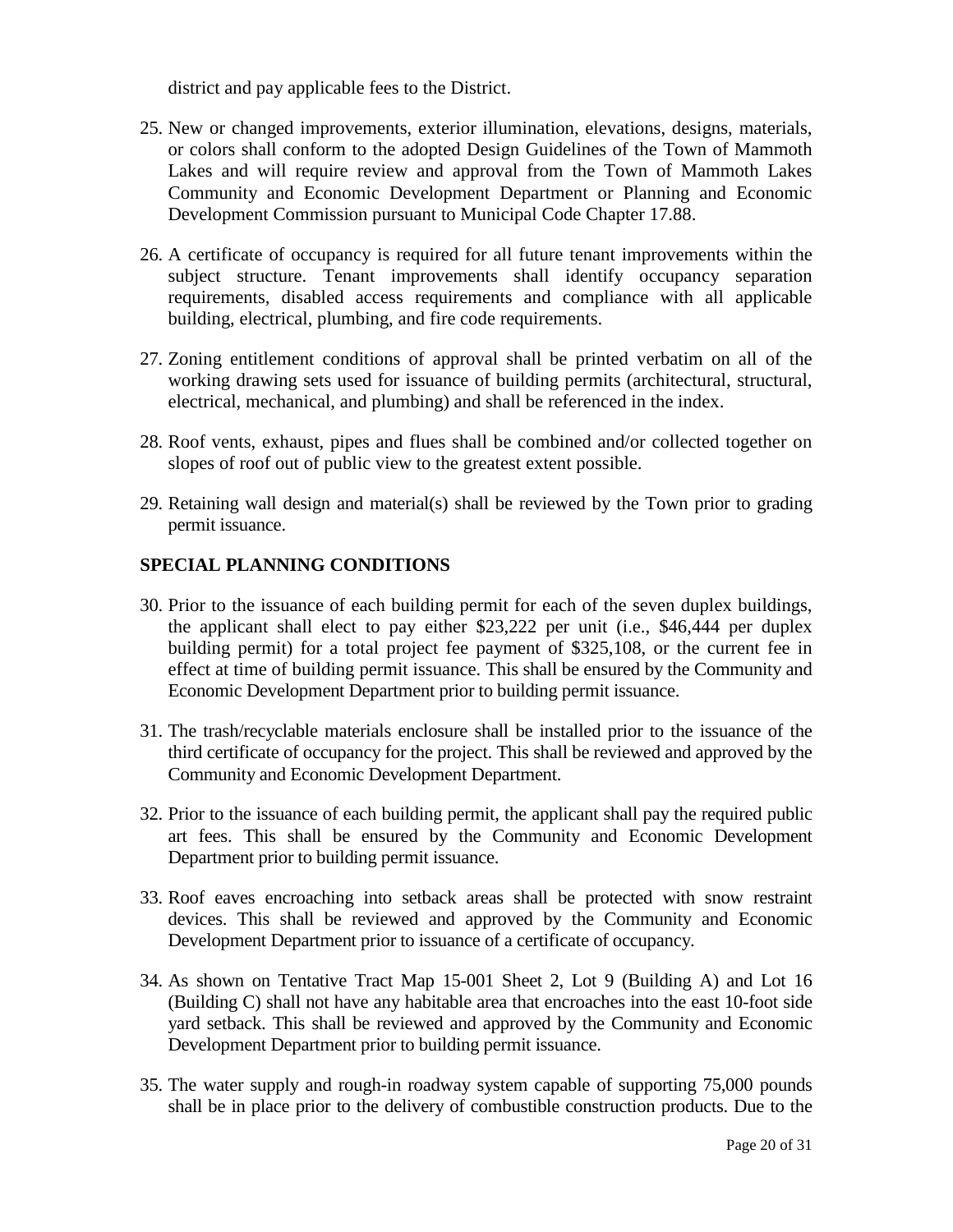district and pay applicable fees to the District.

25. New or changed improvements, exterior illumination, elevations, designs, materials, or colors shall conform to the adopted Design Guidelines of the Town of Mammoth Lakes and will require review and approval from the Town of Mammoth Lakes Community and Economic Development Department or Planning and Economic Development Commission pursuant to Municipal Code Chapter 17.88.

26. A certificate of occupancy is required for all future tenant improvements within the subject structure. Tenant improvements shall identify occupancy separation requirements, disabled access requirements and compliance with all applicable building, electrical, plumbing, and fire code requirements.

27. Zoning entitlement conditions of approval shall be printed verbatim on all of the working drawing sets used for issuance of building permits (architectural, structural, electrical, mechanical, and plumbing) and shall be referenced in the index.

28. Roof vents, exhaust, pipes and flues shall be combined and/or collected together on slopes of roof out of public view to the greatest extent possible.

29. Retaining wall design and material(s) shall be reviewed by the Town prior to grading permit issuance.

## SPECIAL PLANNING CONDITIONS

30. Prior to the issuance of each building permit for each of the seven duplex buildings, the applicant shall elect to pay either $23,222 per unit (i.e., $46,444 per duplex building permit) for a total project fee payment of $325,108, or the current fee in effect at time of building permit issuance. This shall be ensured by the Community and Economic Development Department prior to building permit issuance.

31. The trash/recyclable materials enclosure shall be installed prior to the issuance of the third certificate of occupancy for the project. This shall be reviewed and approved by the Community and Economic Development Department.

32. Prior to the issuance of each building permit, the applicant shall pay the required public art fees. This shall be ensured by the Community and Economic Development Department prior to building permit issuance.

33. Roof eaves encroaching into setback areas shall be protected with snow restraint devices. This shall be reviewed and approved by the Community and Economic Development Department prior to issuance of a certificate of occupancy.

34. As shown on Tentative Tract Map 15-001 Sheet 2, Lot 9 (Building A) and Lot 16 (Building C) shall not have any habitable area that encroaches into the east 10-foot side yard setback. This shall be reviewed and approved by the Community and Economic Development Department prior to building permit issuance.

35. The water supply and rough-in roadway system capable of supporting 75,000 pounds shall be in place prior to the delivery of combustible construction products. Due to the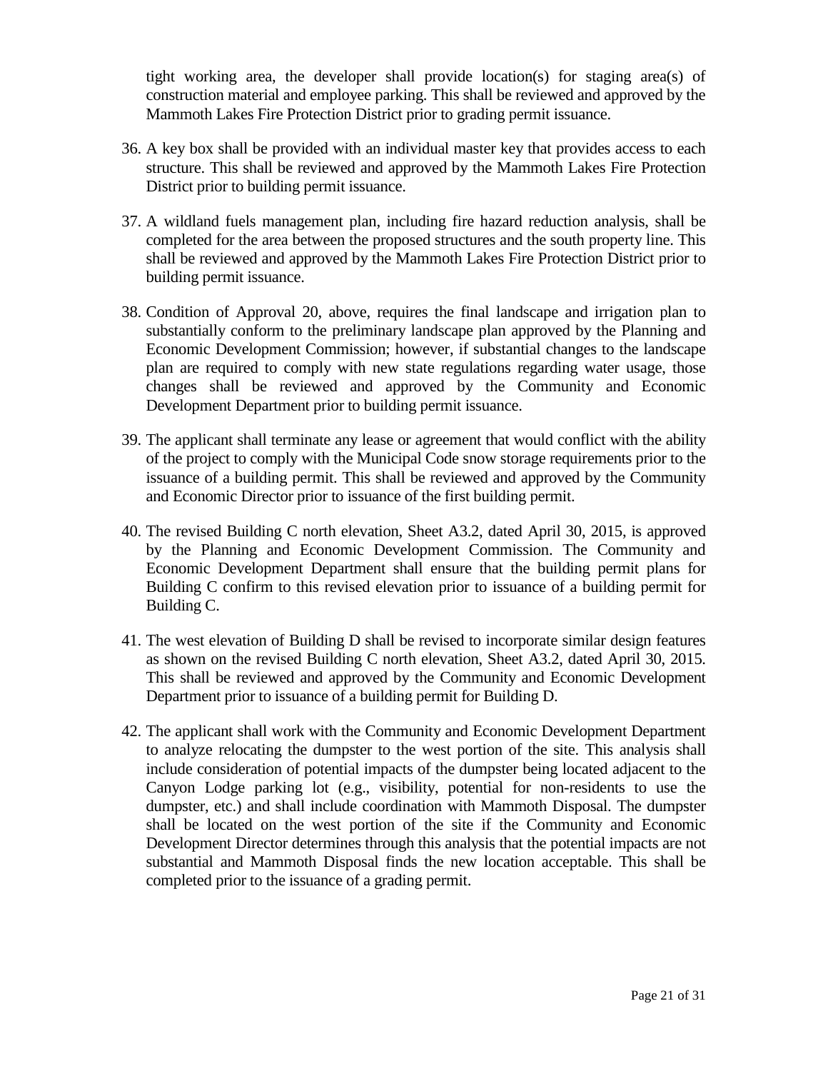tight working area, the developer shall provide location(s) for staging area(s) of construction material and employee parking. This shall be reviewed and approved by the Mammoth Lakes Fire Protection District prior to grading permit issuance.

36. A key box shall be provided with an individual master key that provides access to each structure. This shall be reviewed and approved by the Mammoth Lakes Fire Protection District prior to building permit issuance.

37. A wildland fuels management plan, including fire hazard reduction analysis, shall be completed for the area between the proposed structures and the south property line. This shall be reviewed and approved by the Mammoth Lakes Fire Protection District prior to building permit issuance.

38. Condition of Approval 20, above, requires the final landscape and irrigation plan to substantially conform to the preliminary landscape plan approved by the Planning and Economic Development Commission; however, if substantial changes to the landscape plan are required to comply with new state regulations regarding water usage, those changes shall be reviewed and approved by the Community and Economic Development Department prior to building permit issuance.

39. The applicant shall terminate any lease or agreement that would conflict with the ability of the project to comply with the Municipal Code snow storage requirements prior to the issuance of a building permit. This shall be reviewed and approved by the Community and Economic Director prior to issuance of the first building permit.

40. The revised Building C north elevation, Sheet A3.2, dated April 30, 2015, is approved by the Planning and Economic Development Commission. The Community and Economic Development Department shall ensure that the building permit plans for Building C confirm to this revised elevation prior to issuance of a building permit for Building C.

41. The west elevation of Building D shall be revised to incorporate similar design features as shown on the revised Building C north elevation, Sheet A3.2, dated April 30, 2015. This shall be reviewed and approved by the Community and Economic Development Department prior to issuance of a building permit for Building D.

42. The applicant shall work with the Community and Economic Development Department to analyze relocating the dumpster to the west portion of the site. This analysis shall include consideration of potential impacts of the dumpster being located adjacent to the Canyon Lodge parking lot (e.g., visibility, potential for non-residents to use the dumpster, etc.) and shall include coordination with Mammoth Disposal. The dumpster shall be located on the west portion of the site if the Community and Economic Development Director determines through this analysis that the potential impacts are not substantial and Mammoth Disposal finds the new location acceptable. This shall be completed prior to the issuance of a grading permit.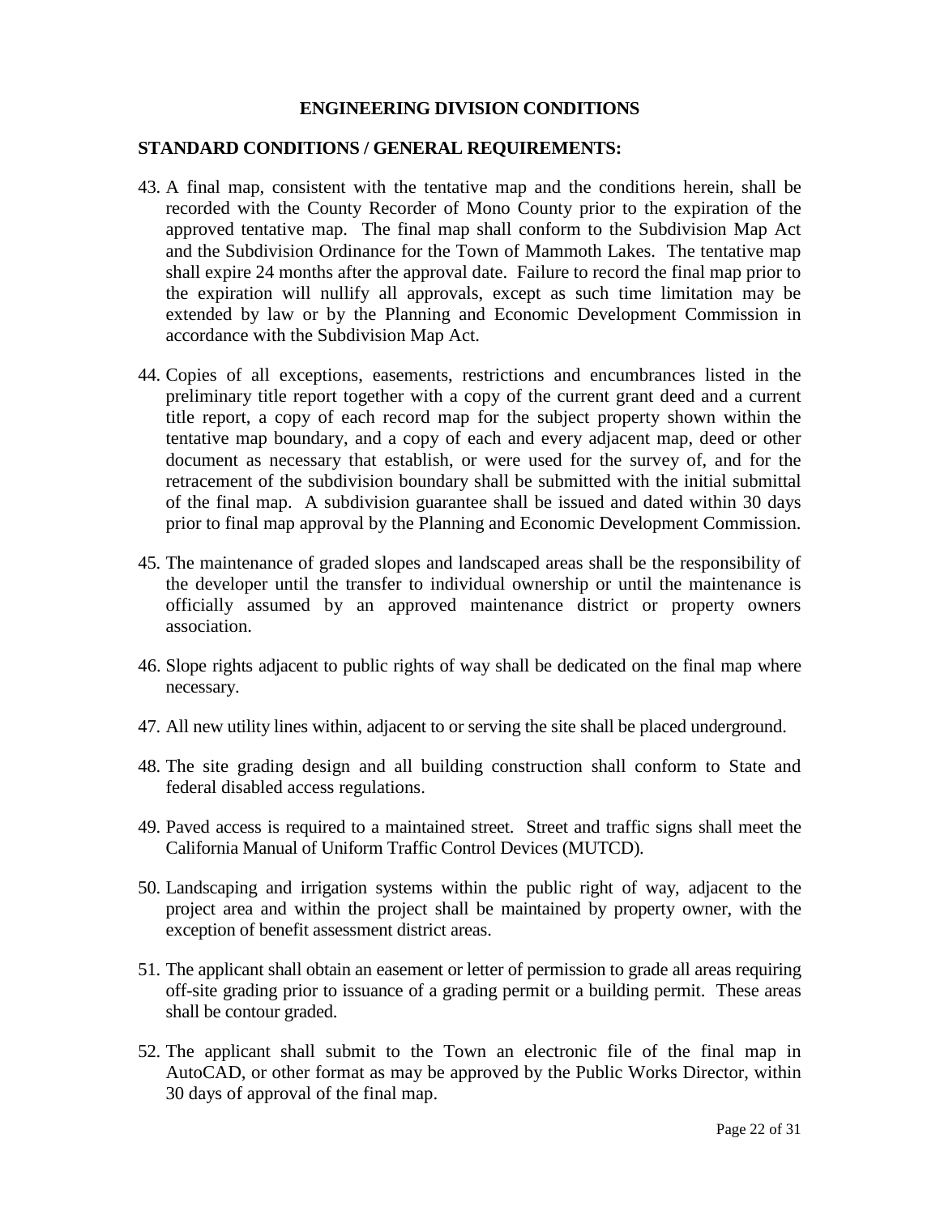## ENGINEERING DIVISION CONDITIONS

### STANDARD CONDITIONS / GENERAL REQUIREMENTS:

43. A final map, consistent with the tentative map and the conditions herein, shall be recorded with the County Recorder of Mono County prior to the expiration of the approved tentative map. The final map shall conform to the Subdivision Map Act and the Subdivision Ordinance for the Town of Mammoth Lakes. The tentative map shall expire 24 months after the approval date. Failure to record the final map prior to the expiration will nullify all approvals, except as such time limitation may be extended by law or by the Planning and Economic Development Commission in accordance with the Subdivision Map Act.

44. Copies of all exceptions, easements, restrictions and encumbrances listed in the preliminary title report together with a copy of the current grant deed and a current title report, a copy of each record map for the subject property shown within the tentative map boundary, and a copy of each and every adjacent map, deed or other document as necessary that establish, or were used for the survey of, and for the retracement of the subdivision boundary shall be submitted with the initial submittal of the final map. A subdivision guarantee shall be issued and dated within 30 days prior to final map approval by the Planning and Economic Development Commission.

45. The maintenance of graded slopes and landscaped areas shall be the responsibility of the developer until the transfer to individual ownership or until the maintenance is officially assumed by an approved maintenance district or property owners association.

46. Slope rights adjacent to public rights of way shall be dedicated on the final map where necessary.

47. All new utility lines within, adjacent to or serving the site shall be placed underground.

48. The site grading design and all building construction shall conform to State and federal disabled access regulations.

49. Paved access is required to a maintained street. Street and traffic signs shall meet the California Manual of Uniform Traffic Control Devices (MUTCD).

50. Landscaping and irrigation systems within the public right of way, adjacent to the project area and within the project shall be maintained by property owner, with the exception of benefit assessment district areas.

51. The applicant shall obtain an easement or letter of permission to grade all areas requiring off-site grading prior to issuance of a grading permit or a building permit. These areas shall be contour graded.

52. The applicant shall submit to the Town an electronic file of the final map in AutoCAD, or other format as may be approved by the Public Works Director, within 30 days of approval of the final map.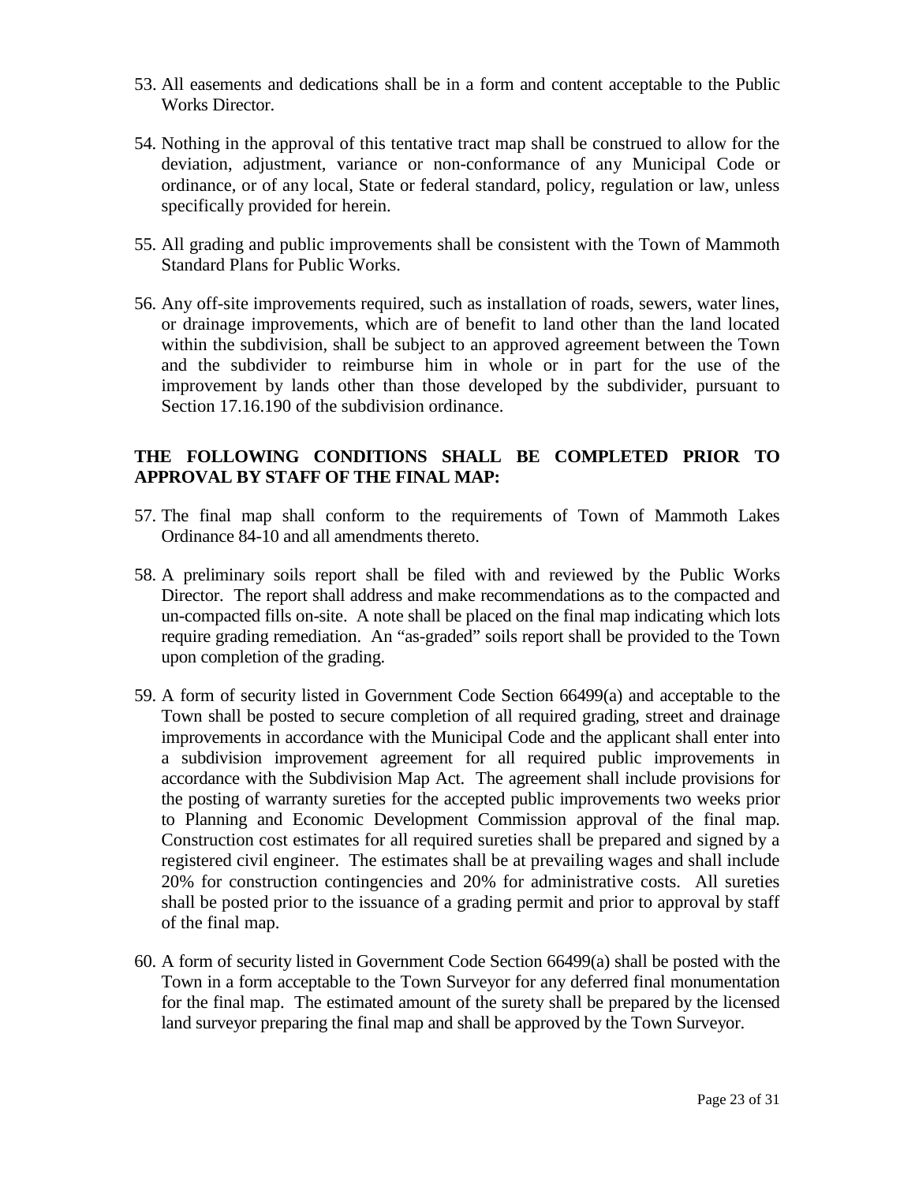53. All easements and dedications shall be in a form and content acceptable to the Public Works Director.

54. Nothing in the approval of this tentative tract map shall be construed to allow for the deviation, adjustment, variance or non-conformance of any Municipal Code or ordinance, or of any local, State or federal standard, policy, regulation or law, unless specifically provided for herein.

55. All grading and public improvements shall be consistent with the Town of Mammoth Standard Plans for Public Works.

56. Any off-site improvements required, such as installation of roads, sewers, water lines, or drainage improvements, which are of benefit to land other than the land located within the subdivision, shall be subject to an approved agreement between the Town and the subdivider to reimburse him in whole or in part for the use of the improvement by lands other than those developed by the subdivider, pursuant to Section 17.16.190 of the subdivision ordinance.

**THE FOLLOWING CONDITIONS SHALL BE COMPLETED PRIOR TO APPROVAL BY STAFF OF THE FINAL MAP:**

57. The final map shall conform to the requirements of Town of Mammoth Lakes Ordinance 84-10 and all amendments thereto.

58. A preliminary soils report shall be filed with and reviewed by the Public Works Director. The report shall address and make recommendations as to the compacted and un-compacted fills on-site. A note shall be placed on the final map indicating which lots require grading remediation. An "as-graded" soils report shall be provided to the Town upon completion of the grading.

59. A form of security listed in Government Code Section 66499(a) and acceptable to the Town shall be posted to secure completion of all required grading, street and drainage improvements in accordance with the Municipal Code and the applicant shall enter into a subdivision improvement agreement for all required public improvements in accordance with the Subdivision Map Act. The agreement shall include provisions for the posting of warranty sureties for the accepted public improvements two weeks prior to Planning and Economic Development Commission approval of the final map. Construction cost estimates for all required sureties shall be prepared and signed by a registered civil engineer. The estimates shall be at prevailing wages and shall include 20% for construction contingencies and 20% for administrative costs. All sureties shall be posted prior to the issuance of a grading permit and prior to approval by staff of the final map.

60. A form of security listed in Government Code Section 66499(a) shall be posted with the Town in a form acceptable to the Town Surveyor for any deferred final monumentation for the final map. The estimated amount of the surety shall be prepared by the licensed land surveyor preparing the final map and shall be approved by the Town Surveyor.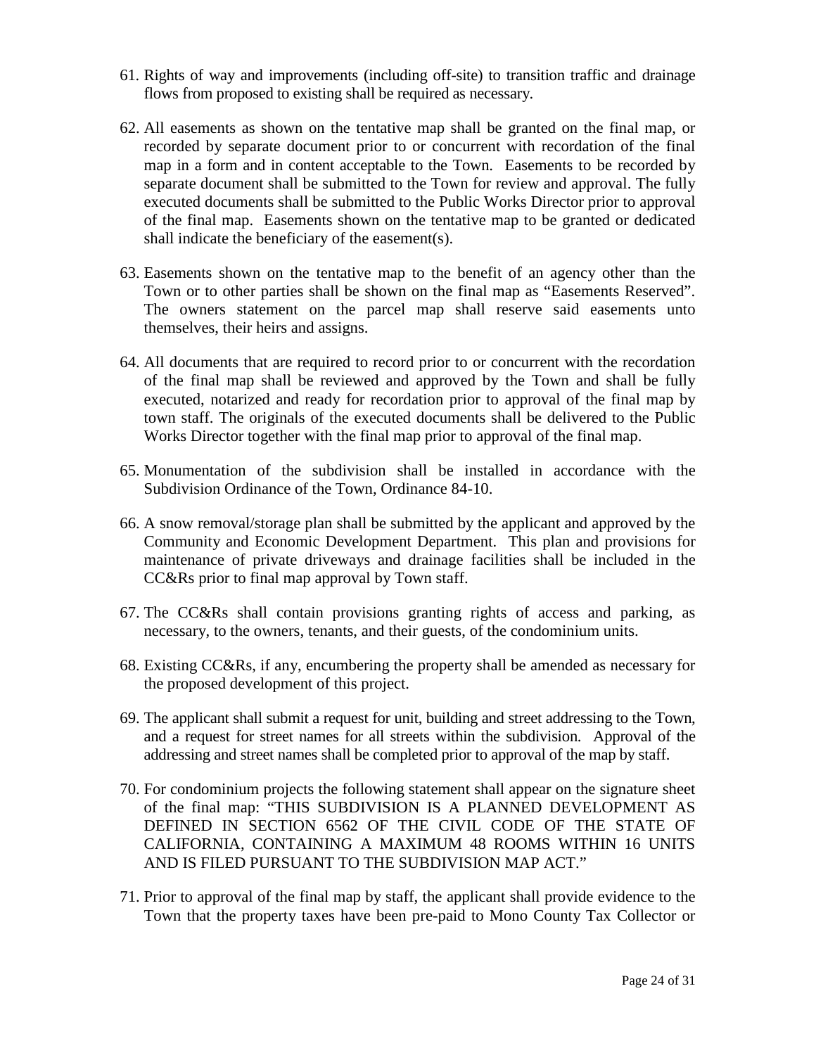61. Rights of way and improvements (including off-site) to transition traffic and drainage flows from proposed to existing shall be required as necessary.

62. All easements as shown on the tentative map shall be granted on the final map, or recorded by separate document prior to or concurrent with recordation of the final map in a form and in content acceptable to the Town. Easements to be recorded by separate document shall be submitted to the Town for review and approval. The fully executed documents shall be submitted to the Public Works Director prior to approval of the final map. Easements shown on the tentative map to be granted or dedicated shall indicate the beneficiary of the easement(s).

63. Easements shown on the tentative map to the benefit of an agency other than the Town or to other parties shall be shown on the final map as "Easements Reserved". The owners statement on the parcel map shall reserve said easements unto themselves, their heirs and assigns.

64. All documents that are required to record prior to or concurrent with the recordation of the final map shall be reviewed and approved by the Town and shall be fully executed, notarized and ready for recordation prior to approval of the final map by town staff. The originals of the executed documents shall be delivered to the Public Works Director together with the final map prior to approval of the final map.

65. Monumentation of the subdivision shall be installed in accordance with the Subdivision Ordinance of the Town, Ordinance 84-10.

66. A snow removal/storage plan shall be submitted by the applicant and approved by the Community and Economic Development Department. This plan and provisions for maintenance of private driveways and drainage facilities shall be included in the CC&Rs prior to final map approval by Town staff.

67. The CC&Rs shall contain provisions granting rights of access and parking, as necessary, to the owners, tenants, and their guests, of the condominium units.

68. Existing CC&Rs, if any, encumbering the property shall be amended as necessary for the proposed development of this project.

69. The applicant shall submit a request for unit, building and street addressing to the Town, and a request for street names for all streets within the subdivision. Approval of the addressing and street names shall be completed prior to approval of the map by staff.

70. For condominium projects the following statement shall appear on the signature sheet of the final map: "THIS SUBDIVISION IS A PLANNED DEVELOPMENT AS DEFINED IN SECTION 6562 OF THE CIVIL CODE OF THE STATE OF CALIFORNIA, CONTAINING A MAXIMUM 48 ROOMS WITHIN 16 UNITS AND IS FILED PURSUANT TO THE SUBDIVISION MAP ACT."

71. Prior to approval of the final map by staff, the applicant shall provide evidence to the Town that the property taxes have been pre-paid to Mono County Tax Collector or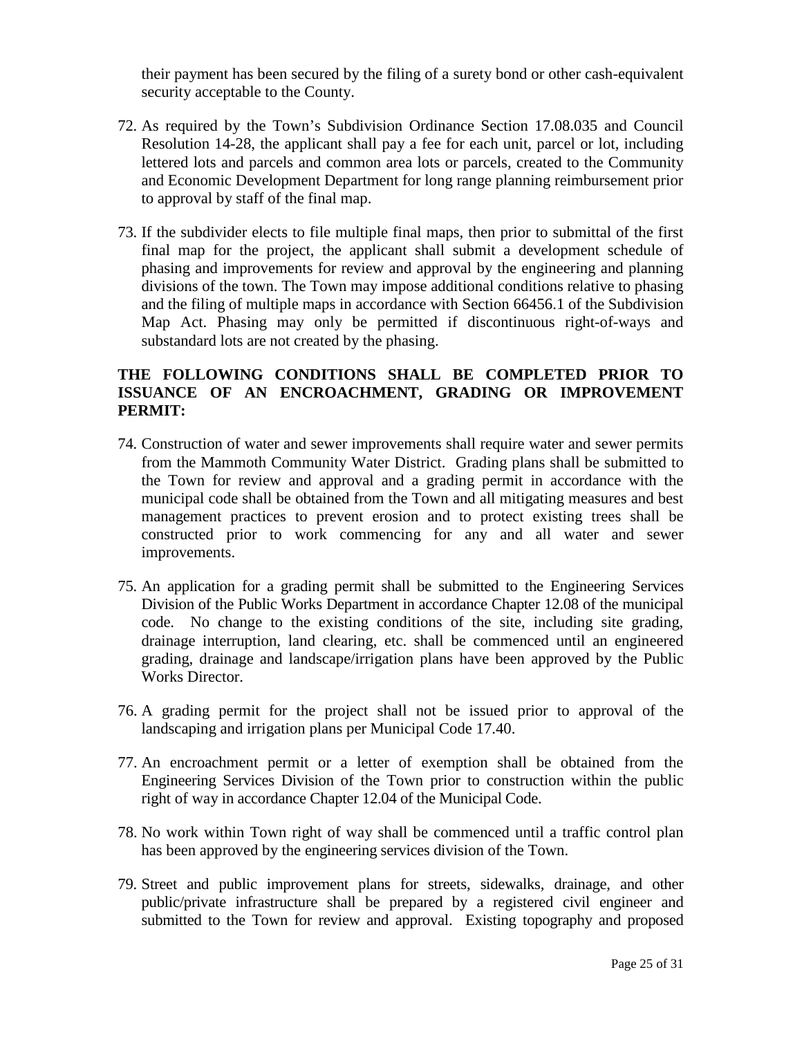their payment has been secured by the filing of a surety bond or other cash-equivalent security acceptable to the County.

72. As required by the Town's Subdivision Ordinance Section 17.08.035 and Council Resolution 14-28, the applicant shall pay a fee for each unit, parcel or lot, including lettered lots and parcels and common area lots or parcels, created to the Community and Economic Development Department for long range planning reimbursement prior to approval by staff of the final map.

73. If the subdivider elects to file multiple final maps, then prior to submittal of the first final map for the project, the applicant shall submit a development schedule of phasing and improvements for review and approval by the engineering and planning divisions of the town. The Town may impose additional conditions relative to phasing and the filing of multiple maps in accordance with Section 66456.1 of the Subdivision Map Act. Phasing may only be permitted if discontinuous right-of-ways and substandard lots are not created by the phasing.

**THE FOLLOWING CONDITIONS SHALL BE COMPLETED PRIOR TO ISSUANCE OF AN ENCROACHMENT, GRADING OR IMPROVEMENT PERMIT:**

74. Construction of water and sewer improvements shall require water and sewer permits from the Mammoth Community Water District. Grading plans shall be submitted to the Town for review and approval and a grading permit in accordance with the municipal code shall be obtained from the Town and all mitigating measures and best management practices to prevent erosion and to protect existing trees shall be constructed prior to work commencing for any and all water and sewer improvements.

75. An application for a grading permit shall be submitted to the Engineering Services Division of the Public Works Department in accordance Chapter 12.08 of the municipal code. No change to the existing conditions of the site, including site grading, drainage interruption, land clearing, etc. shall be commenced until an engineered grading, drainage and landscape/irrigation plans have been approved by the Public Works Director.

76. A grading permit for the project shall not be issued prior to approval of the landscaping and irrigation plans per Municipal Code 17.40.

77. An encroachment permit or a letter of exemption shall be obtained from the Engineering Services Division of the Town prior to construction within the public right of way in accordance Chapter 12.04 of the Municipal Code.

78. No work within Town right of way shall be commenced until a traffic control plan has been approved by the engineering services division of the Town.

79. Street and public improvement plans for streets, sidewalks, drainage, and other public/private infrastructure shall be prepared by a registered civil engineer and submitted to the Town for review and approval. Existing topography and proposed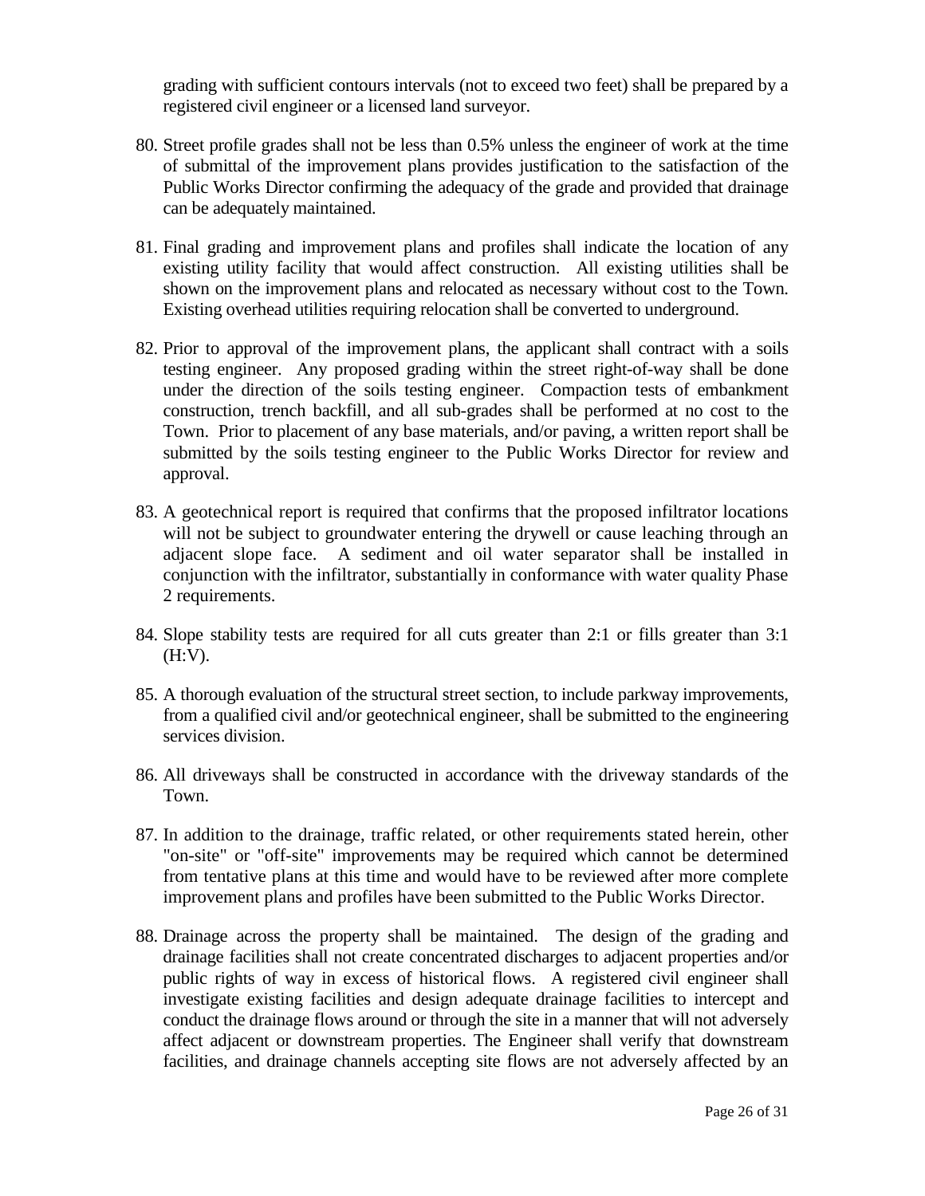grading with sufficient contours intervals (not to exceed two feet) shall be prepared by a registered civil engineer or a licensed land surveyor.

80. Street profile grades shall not be less than 0.5% unless the engineer of work at the time of submittal of the improvement plans provides justification to the satisfaction of the Public Works Director confirming the adequacy of the grade and provided that drainage can be adequately maintained.

81. Final grading and improvement plans and profiles shall indicate the location of any existing utility facility that would affect construction. All existing utilities shall be shown on the improvement plans and relocated as necessary without cost to the Town. Existing overhead utilities requiring relocation shall be converted to underground.

82. Prior to approval of the improvement plans, the applicant shall contract with a soils testing engineer. Any proposed grading within the street right-of-way shall be done under the direction of the soils testing engineer. Compaction tests of embankment construction, trench backfill, and all sub-grades shall be performed at no cost to the Town. Prior to placement of any base materials, and/or paving, a written report shall be submitted by the soils testing engineer to the Public Works Director for review and approval.

83. A geotechnical report is required that confirms that the proposed infiltrator locations will not be subject to groundwater entering the drywell or cause leaching through an adjacent slope face. A sediment and oil water separator shall be installed in conjunction with the infiltrator, substantially in conformance with water quality Phase 2 requirements.

84. Slope stability tests are required for all cuts greater than 2:1 or fills greater than 3:1 (H:V).

85. A thorough evaluation of the structural street section, to include parkway improvements, from a qualified civil and/or geotechnical engineer, shall be submitted to the engineering services division.

86. All driveways shall be constructed in accordance with the driveway standards of the Town.

87. In addition to the drainage, traffic related, or other requirements stated herein, other "on-site" or "off-site" improvements may be required which cannot be determined from tentative plans at this time and would have to be reviewed after more complete improvement plans and profiles have been submitted to the Public Works Director.

88. Drainage across the property shall be maintained. The design of the grading and drainage facilities shall not create concentrated discharges to adjacent properties and/or public rights of way in excess of historical flows. A registered civil engineer shall investigate existing facilities and design adequate drainage facilities to intercept and conduct the drainage flows around or through the site in a manner that will not adversely affect adjacent or downstream properties. The Engineer shall verify that downstream facilities, and drainage channels accepting site flows are not adversely affected by an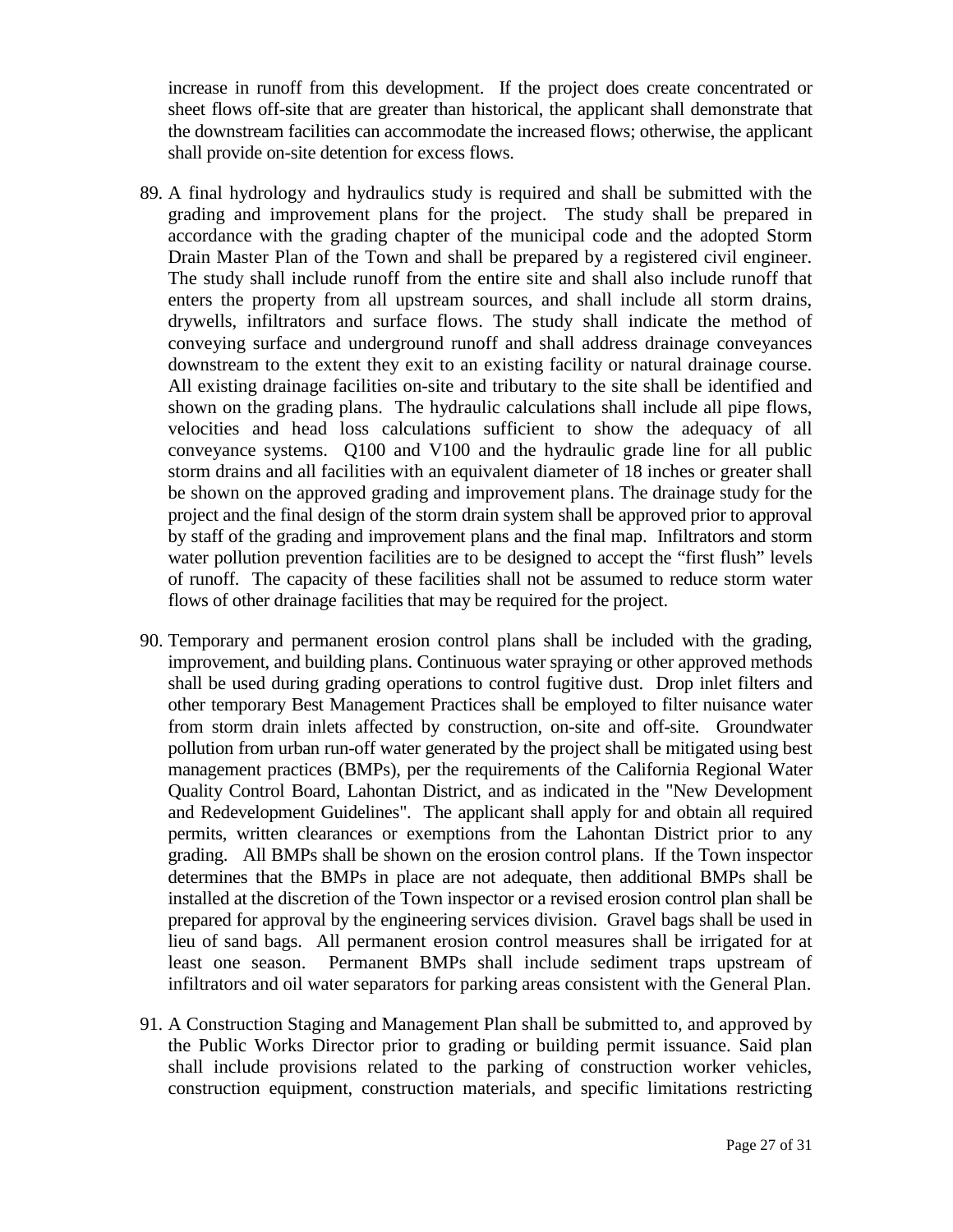increase in runoff from this development. If the project does create concentrated or sheet flows off-site that are greater than historical, the applicant shall demonstrate that the downstream facilities can accommodate the increased flows; otherwise, the applicant shall provide on-site detention for excess flows.

89. A final hydrology and hydraulics study is required and shall be submitted with the grading and improvement plans for the project. The study shall be prepared in accordance with the grading chapter of the municipal code and the adopted Storm Drain Master Plan of the Town and shall be prepared by a registered civil engineer. The study shall include runoff from the entire site and shall also include runoff that enters the property from all upstream sources, and shall include all storm drains, drywells, infiltrators and surface flows. The study shall indicate the method of conveying surface and underground runoff and shall address drainage conveyances downstream to the extent they exit to an existing facility or natural drainage course. All existing drainage facilities on-site and tributary to the site shall be identified and shown on the grading plans. The hydraulic calculations shall include all pipe flows, velocities and head loss calculations sufficient to show the adequacy of all conveyance systems. Q100 and V100 and the hydraulic grade line for all public storm drains and all facilities with an equivalent diameter of 18 inches or greater shall be shown on the approved grading and improvement plans. The drainage study for the project and the final design of the storm drain system shall be approved prior to approval by staff of the grading and improvement plans and the final map. Infiltrators and storm water pollution prevention facilities are to be designed to accept the "first flush" levels of runoff. The capacity of these facilities shall not be assumed to reduce storm water flows of other drainage facilities that may be required for the project.

90. Temporary and permanent erosion control plans shall be included with the grading, improvement, and building plans. Continuous water spraying or other approved methods shall be used during grading operations to control fugitive dust. Drop inlet filters and other temporary Best Management Practices shall be employed to filter nuisance water from storm drain inlets affected by construction, on-site and off-site. Groundwater pollution from urban run-off water generated by the project shall be mitigated using best management practices (BMPs), per the requirements of the California Regional Water Quality Control Board, Lahontan District, and as indicated in the "New Development and Redevelopment Guidelines". The applicant shall apply for and obtain all required permits, written clearances or exemptions from the Lahontan District prior to any grading. All BMPs shall be shown on the erosion control plans. If the Town inspector determines that the BMPs in place are not adequate, then additional BMPs shall be installed at the discretion of the Town inspector or a revised erosion control plan shall be prepared for approval by the engineering services division. Gravel bags shall be used in lieu of sand bags. All permanent erosion control measures shall be irrigated for at least one season. Permanent BMPs shall include sediment traps upstream of infiltrators and oil water separators for parking areas consistent with the General Plan.

91. A Construction Staging and Management Plan shall be submitted to, and approved by the Public Works Director prior to grading or building permit issuance. Said plan shall include provisions related to the parking of construction worker vehicles, construction equipment, construction materials, and specific limitations restricting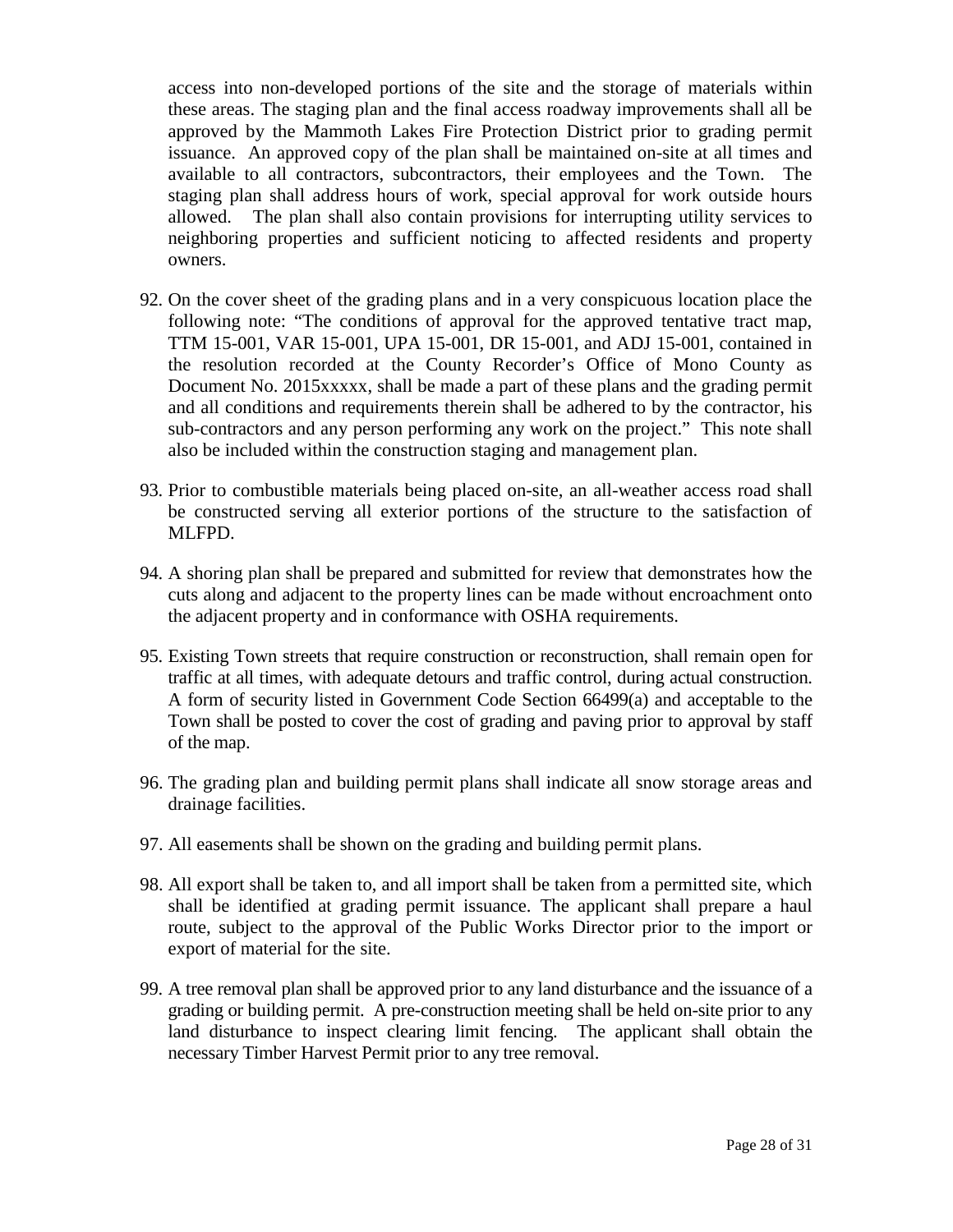access into non-developed portions of the site and the storage of materials within these areas. The staging plan and the final access roadway improvements shall all be approved by the Mammoth Lakes Fire Protection District prior to grading permit issuance. An approved copy of the plan shall be maintained on-site at all times and available to all contractors, subcontractors, their employees and the Town. The staging plan shall address hours of work, special approval for work outside hours allowed. The plan shall also contain provisions for interrupting utility services to neighboring properties and sufficient noticing to affected residents and property owners.

92. On the cover sheet of the grading plans and in a very conspicuous location place the following note: "The conditions of approval for the approved tentative tract map, TTM 15-001, VAR 15-001, UPA 15-001, DR 15-001, and ADJ 15-001, contained in the resolution recorded at the County Recorder's Office of Mono County as Document No. 2015xxxxx, shall be made a part of these plans and the grading permit and all conditions and requirements therein shall be adhered to by the contractor, his sub-contractors and any person performing any work on the project." This note shall also be included within the construction staging and management plan.

93. Prior to combustible materials being placed on-site, an all-weather access road shall be constructed serving all exterior portions of the structure to the satisfaction of MLFPD.

94. A shoring plan shall be prepared and submitted for review that demonstrates how the cuts along and adjacent to the property lines can be made without encroachment onto the adjacent property and in conformance with OSHA requirements.

95. Existing Town streets that require construction or reconstruction, shall remain open for traffic at all times, with adequate detours and traffic control, during actual construction. A form of security listed in Government Code Section 66499(a) and acceptable to the Town shall be posted to cover the cost of grading and paving prior to approval by staff of the map.

96. The grading plan and building permit plans shall indicate all snow storage areas and drainage facilities.

97. All easements shall be shown on the grading and building permit plans.

98. All export shall be taken to, and all import shall be taken from a permitted site, which shall be identified at grading permit issuance. The applicant shall prepare a haul route, subject to the approval of the Public Works Director prior to the import or export of material for the site.

99. A tree removal plan shall be approved prior to any land disturbance and the issuance of a grading or building permit. A pre-construction meeting shall be held on-site prior to any land disturbance to inspect clearing limit fencing. The applicant shall obtain the necessary Timber Harvest Permit prior to any tree removal.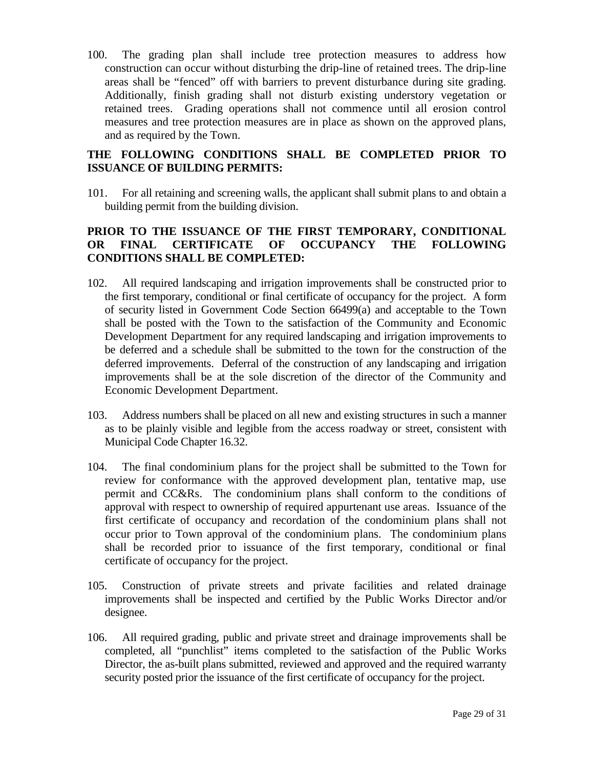100. The grading plan shall include tree protection measures to address how construction can occur without disturbing the drip-line of retained trees. The drip-line areas shall be "fenced" off with barriers to prevent disturbance during site grading. Additionally, finish grading shall not disturb existing understory vegetation or retained trees. Grading operations shall not commence until all erosion control measures and tree protection measures are in place as shown on the approved plans, and as required by the Town.

**THE FOLLOWING CONDITIONS SHALL BE COMPLETED PRIOR TO ISSUANCE OF BUILDING PERMITS:**

101. For all retaining and screening walls, the applicant shall submit plans to and obtain a building permit from the building division.

**PRIOR TO THE ISSUANCE OF THE FIRST TEMPORARY, CONDITIONAL OR FINAL CERTIFICATE OF OCCUPANCY THE FOLLOWING CONDITIONS SHALL BE COMPLETED:**

102. All required landscaping and irrigation improvements shall be constructed prior to the first temporary, conditional or final certificate of occupancy for the project. A form of security listed in Government Code Section 66499(a) and acceptable to the Town shall be posted with the Town to the satisfaction of the Community and Economic Development Department for any required landscaping and irrigation improvements to be deferred and a schedule shall be submitted to the town for the construction of the deferred improvements. Deferral of the construction of any landscaping and irrigation improvements shall be at the sole discretion of the director of the Community and Economic Development Department.

103. Address numbers shall be placed on all new and existing structures in such a manner as to be plainly visible and legible from the access roadway or street, consistent with Municipal Code Chapter 16.32.

104. The final condominium plans for the project shall be submitted to the Town for review for conformance with the approved development plan, tentative map, use permit and CC&Rs. The condominium plans shall conform to the conditions of approval with respect to ownership of required appurtenant use areas. Issuance of the first certificate of occupancy and recordation of the condominium plans shall not occur prior to Town approval of the condominium plans. The condominium plans shall be recorded prior to issuance of the first temporary, conditional or final certificate of occupancy for the project.

105. Construction of private streets and private facilities and related drainage improvements shall be inspected and certified by the Public Works Director and/or designee.

106. All required grading, public and private street and drainage improvements shall be completed, all "punchlist" items completed to the satisfaction of the Public Works Director, the as-built plans submitted, reviewed and approved and the required warranty security posted prior the issuance of the first certificate of occupancy for the project.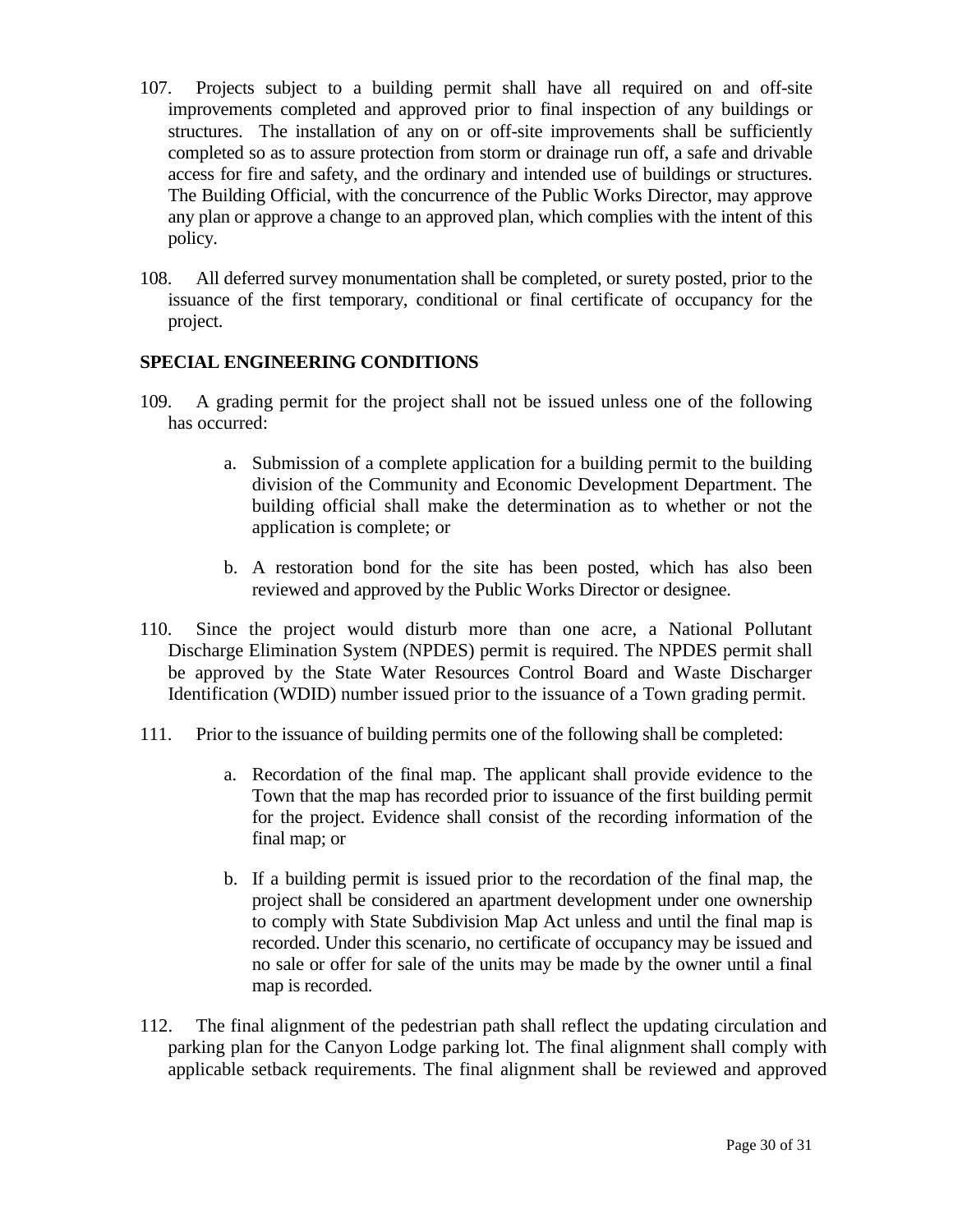107. Projects subject to a building permit shall have all required on and off-site improvements completed and approved prior to final inspection of any buildings or structures. The installation of any on or off-site improvements shall be sufficiently completed so as to assure protection from storm or drainage run off, a safe and drivable access for fire and safety, and the ordinary and intended use of buildings or structures. The Building Official, with the concurrence of the Public Works Director, may approve any plan or approve a change to an approved plan, which complies with the intent of this policy.

108. All deferred survey monumentation shall be completed, or surety posted, prior to the issuance of the first temporary, conditional or final certificate of occupancy for the project.

**SPECIAL ENGINEERING CONDITIONS**

109. A grading permit for the project shall not be issued unless one of the following has occurred:

    a. Submission of a complete application for a building permit to the building division of the Community and Economic Development Department. The building official shall make the determination as to whether or not the application is complete; or

    b. A restoration bond for the site has been posted, which has also been reviewed and approved by the Public Works Director or designee.

110. Since the project would disturb more than one acre, a National Pollutant Discharge Elimination System (NPDES) permit is required. The NPDES permit shall be approved by the State Water Resources Control Board and Waste Discharger Identification (WDID) number issued prior to the issuance of a Town grading permit.

111. Prior to the issuance of building permits one of the following shall be completed:

    a. Recordation of the final map. The applicant shall provide evidence to the Town that the map has recorded prior to issuance of the first building permit for the project. Evidence shall consist of the recording information of the final map; or

    b. If a building permit is issued prior to the recordation of the final map, the project shall be considered an apartment development under one ownership to comply with State Subdivision Map Act unless and until the final map is recorded. Under this scenario, no certificate of occupancy may be issued and no sale or offer for sale of the units may be made by the owner until a final map is recorded.

112. The final alignment of the pedestrian path shall reflect the updating circulation and parking plan for the Canyon Lodge parking lot. The final alignment shall comply with applicable setback requirements. The final alignment shall be reviewed and approved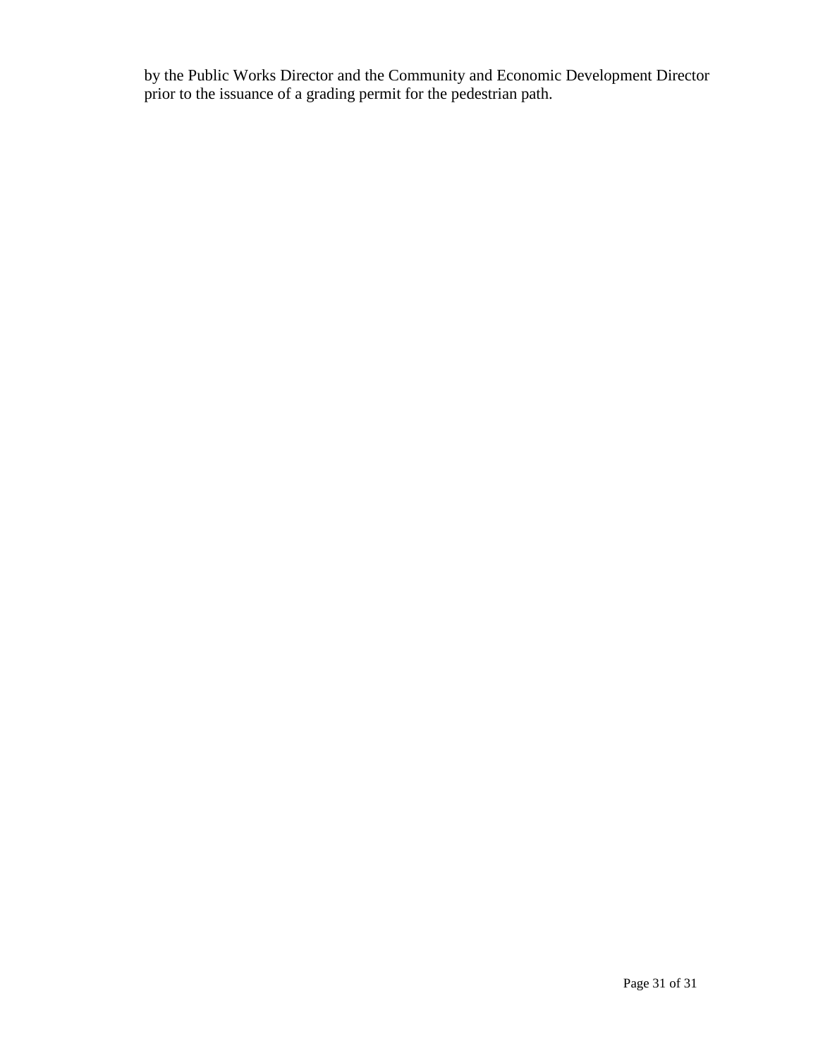by the Public Works Director and the Community and Economic Development Director prior to the issuance of a grading permit for the pedestrian path.